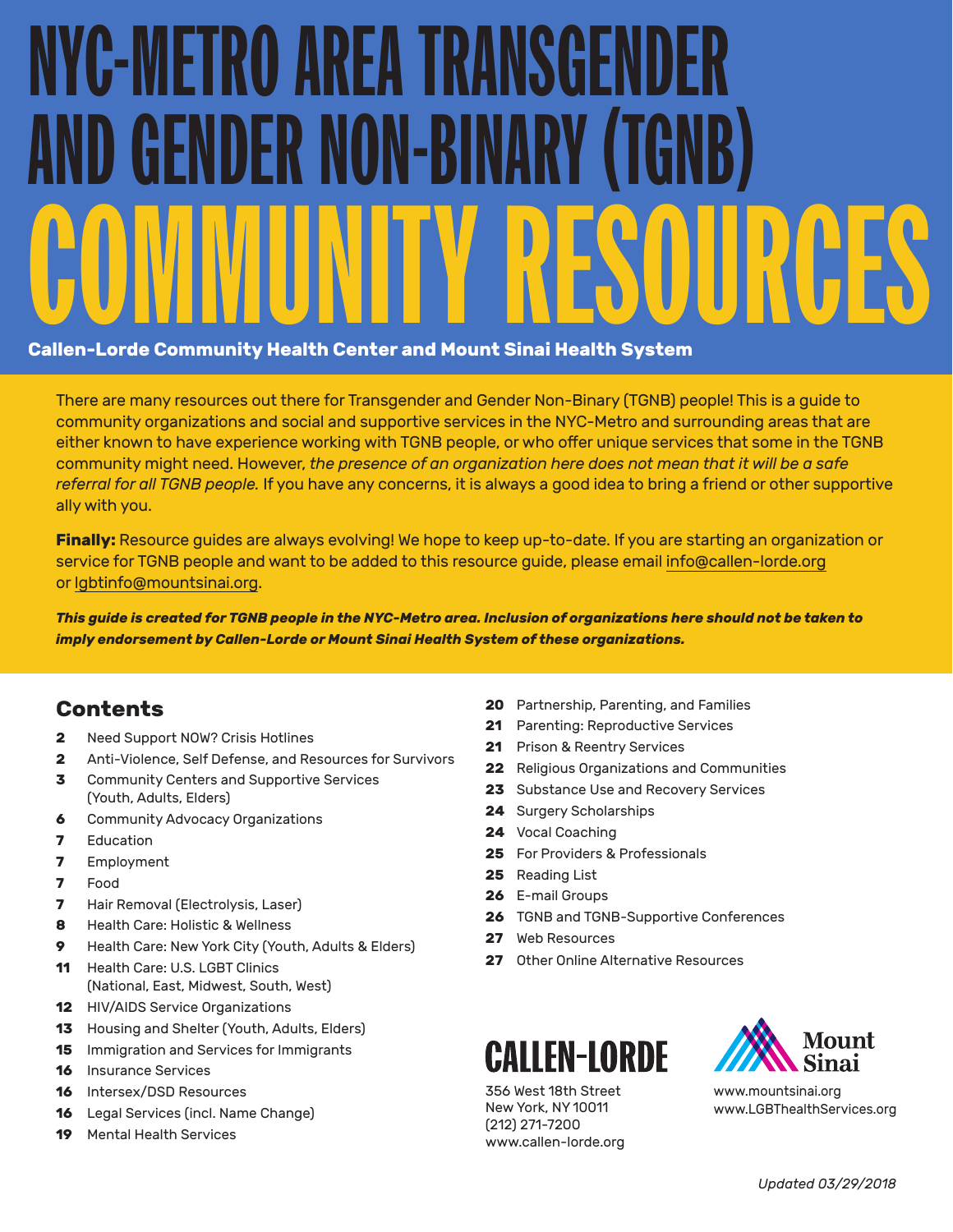# NYC-METRO AREA TRANSGENDER AND GENDER NON-BINARY (TGNB) COMMUNITY RESOURCES

**Callen-Lorde Community Health Center and Mount Sinai Health System**

There are many resources out there for Transgender and Gender Non-Binary (TGNB) people! This is a guide to community organizations and social and supportive services in the NYC-Metro and surrounding areas that are either known to have experience working with TGNB people, or who offer unique services that some in the TGNB community might need. However, *the presence of an organization here does not mean that it will be a safe referral for all TGNB people.* If you have any concerns, it is always a good idea to bring a friend or other supportive ally with you.

**Finally:** Resource guides are always evolving! We hope to keep up-to-date. If you are starting an organization or service for TGNB people and want to be added to this resource guide, please email info@callen-lorde.org or lgbtinfo@mountsinai.org.

***This guide is created for TGNB people in the NYC-Metro area. Inclusion of organizations here should not be taken to imply endorsement by Callen-Lorde or Mount Sinai Health System of these organizations.***

## Contents

- **2** Need Support NOW? Crisis Hotlines
- **2** Anti-Violence, Self Defense, and Resources for Survivors
- **3** Community Centers and Supportive Services (Youth, Adults, Elders)
- **6** Community Advocacy Organizations
- **7** Education
- **7** Employment
- **7** Food
- **7** Hair Removal (Electrolysis, Laser)
- **8** Health Care: Holistic & Wellness
- **9** Health Care: New York City (Youth, Adults & Elders)
- **11** Health Care: U.S. LGBT Clinics (National, East, Midwest, South, West)
- **12** HIV/AIDS Service Organizations
- **13** Housing and Shelter (Youth, Adults, Elders)
- **15** Immigration and Services for Immigrants
- **16** Insurance Services
- **16** Intersex/DSD Resources
- **16** Legal Services (incl. Name Change)
- **19** Mental Health Services
- **20** Partnership, Parenting, and Families
- **21** Parenting: Reproductive Services
- **21** Prison & Reentry Services
- **22** Religious Organizations and Communities
- **23** Substance Use and Recovery Services
- **24** Surgery Scholarships
- **24** Vocal Coaching
- **25** For Providers & Professionals
- **25** Reading List
- **26** E-mail Groups
- **26** TGNB and TGNB-Supportive Conferences
- **27** Web Resources
- **27** Other Online Alternative Resources

**CALLEN-LORDE**
356 West 18th Street
New York, NY 10011
(212) 271-7200
www.callen-lorde.org

**Mount Sinai**
www.mountsinai.org
www.LGBThealthServices.org

*Updated 03/29/2018*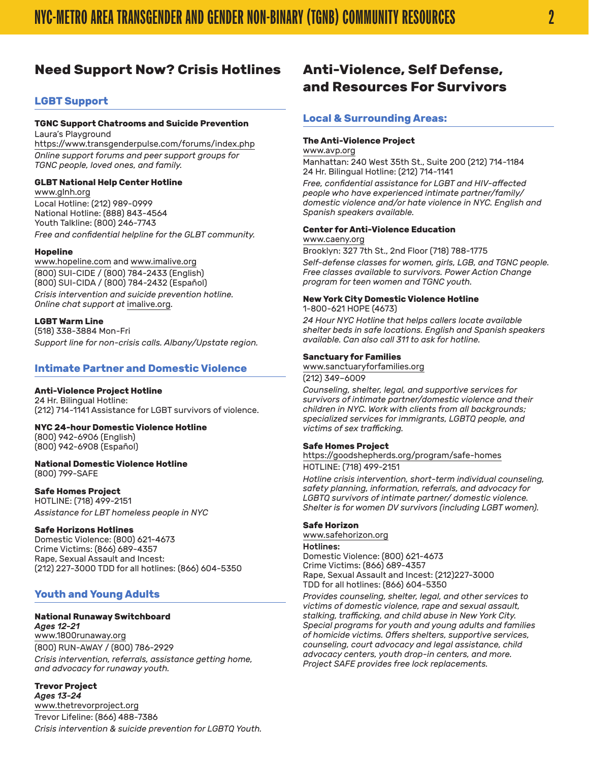## Need Support Now? Crisis Hotlines

### LGBT Support

**TGNC Support Chatrooms and Suicide Prevention**
Laura's Playground
https://www.transgenderpulse.com/forums/index.php
*Online support forums and peer support groups for TGNC people, loved ones, and family.*

**GLBT National Help Center Hotline**
www.glnh.org
Local Hotline: (212) 989-0999
National Hotline: (888) 843-4564
Youth Talkline: (800) 246-7743
*Free and confidential helpline for the GLBT community.*

**Hopeline**
www.hopeline.com and www.imalive.org
(800) SUI-CIDE / (800) 784-2433 (English)
(800) SUI-CIDA / (800) 784-2432 (Español)
*Crisis intervention and suicide prevention hotline. Online chat support at imalive.org.*

**LGBT Warm Line**
(518) 338-3884 Mon-Fri
*Support line for non-crisis calls. Albany/Upstate region.*

### Intimate Partner and Domestic Violence

**Anti-Violence Project Hotline**
24 Hr. Bilingual Hotline:
(212) 714-1141 Assistance for LGBT survivors of violence.

**NYC 24-hour Domestic Violence Hotline**
(800) 942-6906 (English)
(800) 942-6908 (Español)

**National Domestic Violence Hotline**
(800) 799-SAFE

**Safe Homes Project**
HOTLINE: (718) 499-2151
*Assistance for LBT homeless people in NYC*

**Safe Horizons Hotlines**
Domestic Violence: (800) 621-4673
Crime Victims: (866) 689-4357
Rape, Sexual Assault and Incest:
(212) 227-3000 TDD for all hotlines: (866) 604-5350

### Youth and Young Adults

**National Runaway Switchboard**
***Ages 12-21***
www.1800runaway.org
(800) RUN-AWAY / (800) 786-2929
*Crisis intervention, referrals, assistance getting home, and advocacy for runaway youth.*

**Trevor Project**
***Ages 13-24***
www.thetrevorproject.org
Trevor Lifeline: (866) 488-7386
*Crisis intervention & suicide prevention for LGBTQ Youth.*

## Anti-Violence, Self Defense, and Resources For Survivors

### Local & Surrounding Areas:

**The Anti-Violence Project**
www.avp.org
Manhattan: 240 West 35th St., Suite 200 (212) 714-1184
24 Hr. Bilingual Hotline: (212) 714-1141
*Free, confidential assistance for LGBT and HIV-affected people who have experienced intimate partner/family/ domestic violence and/or hate violence in NYC. English and Spanish speakers available.*

**Center for Anti-Violence Education**
www.caeny.org
Brooklyn: 327 7th St., 2nd Floor (718) 788-1775
*Self-defense classes for women, girls, LGB, and TGNC people. Free classes available to survivors. Power Action Change program for teen women and TGNC youth.*

**New York City Domestic Violence Hotline**
1-800-621 HOPE (4673)
*24 Hour NYC Hotline that helps callers locate available shelter beds in safe locations. English and Spanish speakers available. Can also call 311 to ask for hotline.*

**Sanctuary for Families**
www.sanctuaryforfamilies.org
(212) 349–6009
*Counseling, shelter, legal, and supportive services for survivors of intimate partner/domestic violence and their children in NYC. Work with clients from all backgrounds; specialized services for immigrants, LGBTQ people, and victims of sex trafficking.*

**Safe Homes Project**
https://goodshepherds.org/program/safe-homes
HOTLINE: (718) 499-2151
*Hotline crisis intervention, short-term individual counseling, safety planning, information, referrals, and advocacy for LGBTQ survivors of intimate partner/ domestic violence. Shelter is for women DV survivors (including LGBT women).*

**Safe Horizon**
www.safehorizon.org
**Hotlines:**
Domestic Violence: (800) 621-4673
Crime Victims: (866) 689-4357
Rape, Sexual Assault and Incest: (212)227-3000
TDD for all hotlines: (866) 604-5350
*Provides counseling, shelter, legal, and other services to victims of domestic violence, rape and sexual assault, stalking, trafficking, and child abuse in New York City. Special programs for youth and young adults and families of homicide victims. Offers shelters, supportive services, counseling, court advocacy and legal assistance, child advocacy centers, youth drop-in centers, and more. Project SAFE provides free lock replacements.*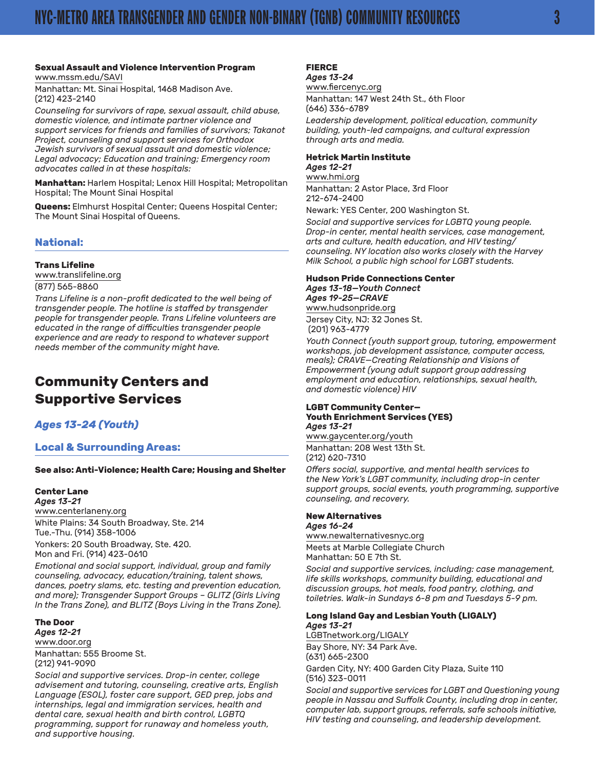**Sexual Assault and Violence Intervention Program**
www.mssm.edu/SAVI
Manhattan: Mt. Sinai Hospital, 1468 Madison Ave.
(212) 423-2140

*Counseling for survivors of rape, sexual assault, child abuse, domestic violence, and intimate partner violence and support services for friends and families of survivors; Takanot Project, counseling and support services for Orthodox Jewish survivors of sexual assault and domestic violence; Legal advocacy; Education and training; Emergency room advocates called in at these hospitals:*

**Manhattan:** Harlem Hospital; Lenox Hill Hospital; Metropolitan Hospital; The Mount Sinai Hospital

**Queens:** Elmhurst Hospital Center; Queens Hospital Center; The Mount Sinai Hospital of Queens.

### National:

**Trans Lifeline**
www.translifeline.org
(877) 565-8860

*Trans Lifeline is a non-profit dedicated to the well being of transgender people. The hotline is staffed by transgender people for transgender people. Trans Lifeline volunteers are educated in the range of difficulties transgender people experience and are ready to respond to whatever support needs member of the community might have.*

## Community Centers and Supportive Services

### *Ages 13-24 (Youth)*

### Local & Surrounding Areas:

**See also: Anti-Violence; Health Care; Housing and Shelter**

**Center Lane**
***Ages 13-21***
www.centerlaneny.org
White Plains: 34 South Broadway, Ste. 214
Tue.-Thu. (914) 358-1006
Yonkers: 20 South Broadway, Ste. 420.
Mon and Fri. (914) 423-0610

*Emotional and social support, individual, group and family counseling, advocacy, education/training, talent shows, dances, poetry slams, etc. testing and prevention education, and more); Transgender Support Groups – GLITZ (Girls Living In the Trans Zone), and BLITZ (Boys Living in the Trans Zone).*

**The Door**
***Ages 12-21***
www.door.org
Manhattan: 555 Broome St.
(212) 941-9090

*Social and supportive services. Drop-in center, college advisement and tutoring, counseling, creative arts, English Language (ESOL), foster care support, GED prep, jobs and internships, legal and immigration services, health and dental care, sexual health and birth control, LGBTQ programming, support for runaway and homeless youth, and supportive housing.*

**FIERCE**
***Ages 13-24***
www.fiercenyc.org
Manhattan: 147 West 24th St., 6th Floor
(646) 336-6789

*Leadership development, political education, community building, youth-led campaigns, and cultural expression through arts and media.*

**Hetrick Martin Institute**
***Ages 12-21***
www.hmi.org
Manhattan: 2 Astor Place, 3rd Floor
212-674-2400
Newark: YES Center, 200 Washington St.

*Social and supportive services for LGBTQ young people. Drop-in center, mental health services, case management, arts and culture, health education, and HIV testing/counseling. NY location also works closely with the Harvey Milk School, a public high school for LGBT students.*

**Hudson Pride Connections Center**
***Ages 13-18—Youth Connect***
***Ages 19-25—CRAVE***
www.hudsonpride.org
Jersey City, NJ: 32 Jones St.
(201) 963-4779

*Youth Connect (youth support group, tutoring, empowerment workshops, job development assistance, computer access, meals); CRAVE—Creating Relationship and Visions of Empowerment (young adult support group addressing employment and education, relationships, sexual health, and domestic violence) HIV*

**LGBT Community Center—**
**Youth Enrichment Services (YES)**
***Ages 13-21***
www.gaycenter.org/youth
Manhattan: 208 West 13th St.
(212) 620-7310

*Offers social, supportive, and mental health services to the New York's LGBT community, including drop-in center support groups, social events, youth programming, supportive counseling, and recovery.*

**New Alternatives**
***Ages 16-24***
www.newalternativesnyc.org
Meets at Marble Collegiate Church
Manhattan: 50 E 7th St.

*Social and supportive services, including: case management, life skills workshops, community building, educational and discussion groups, hot meals, food pantry, clothing, and toiletries. Walk-in Sundays 6-8 pm and Tuesdays 5-9 pm.*

**Long Island Gay and Lesbian Youth (LIGALY)**
***Ages 13-21***
LGBTnetwork.org/LIGALY
Bay Shore, NY: 34 Park Ave.
(631) 665-2300
Garden City, NY: 400 Garden City Plaza, Suite 110
(516) 323-0011

*Social and supportive services for LGBT and Questioning young people in Nassau and Suffolk County, including drop in center, computer lab, support groups, referrals, safe schools initiative, HIV testing and counseling, and leadership development.*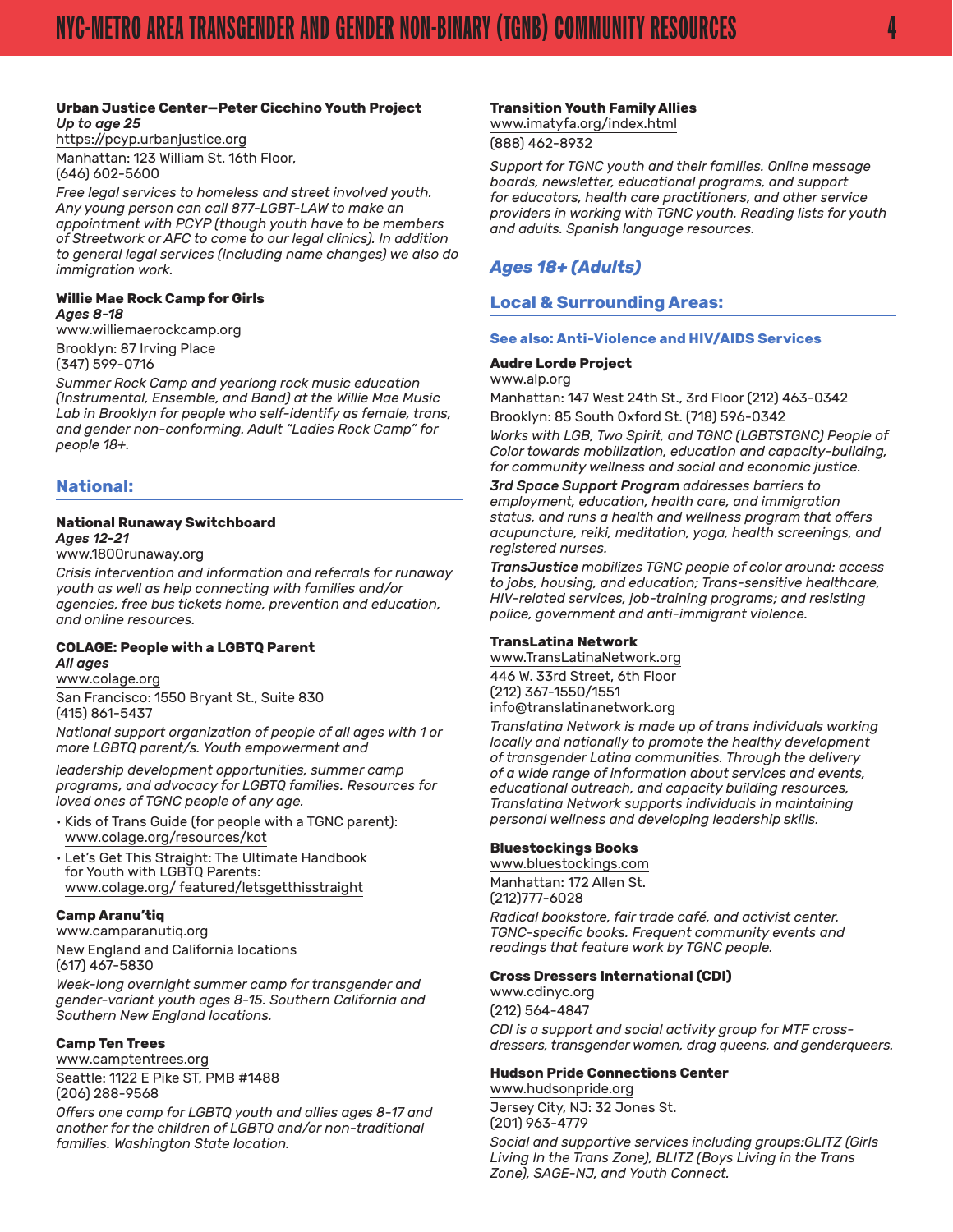**Urban Justice Center—Peter Cicchino Youth Project**
*Up to age 25*
https://pcyp.urbanjustice.org
Manhattan: 123 William St. 16th Floor,
(646) 602-5600
*Free legal services to homeless and street involved youth. Any young person can call 877-LGBT-LAW to make an appointment with PCYP (though youth have to be members of Streetwork or AFC to come to our legal clinics). In addition to general legal services (including name changes) we also do immigration work.*

**Willie Mae Rock Camp for Girls**
*Ages 8-18*
www.williemaerockcamp.org
Brooklyn: 87 Irving Place
(347) 599-0716
*Summer Rock Camp and yearlong rock music education (Instrumental, Ensemble, and Band) at the Willie Mae Music Lab in Brooklyn for people who self-identify as female, trans, and gender non-conforming. Adult "Ladies Rock Camp" for people 18+.*

## National:

**National Runaway Switchboard**
*Ages 12-21*
www.1800runaway.org
*Crisis intervention and information and referrals for runaway youth as well as help connecting with families and/or agencies, free bus tickets home, prevention and education, and online resources.*

**COLAGE: People with a LGBTQ Parent**
*All ages*
www.colage.org
San Francisco: 1550 Bryant St., Suite 830
(415) 861-5437
*National support organization of people of all ages with 1 or more LGBTQ parent/s. Youth empowerment and leadership development opportunities, summer camp programs, and advocacy for LGBTQ families. Resources for loved ones of TGNC people of any age.*

- Kids of Trans Guide (for people with a TGNC parent): www.colage.org/resources/kot
- Let's Get This Straight: The Ultimate Handbook for Youth with LGBTQ Parents: www.colage.org/ featured/letsgetthisstraight

**Camp Aranu'tiq**
www.camparanutiq.org
New England and California locations
(617) 467-5830
*Week-long overnight summer camp for transgender and gender-variant youth ages 8-15. Southern California and Southern New England locations.*

**Camp Ten Trees**
www.camptentrees.org
Seattle: 1122 E Pike ST, PMB #1488
(206) 288-9568
*Offers one camp for LGBTQ youth and allies ages 8-17 and another for the children of LGBTQ and/or non-traditional families. Washington State location.*

**Transition Youth Family Allies**
www.imatyfa.org/index.html
(888) 462-8932
*Support for TGNC youth and their families. Online message boards, newsletter, educational programs, and support for educators, health care practitioners, and other service providers in working with TGNC youth. Reading lists for youth and adults. Spanish language resources.*

## *Ages 18+ (Adults)*

## Local & Surrounding Areas:

**See also: Anti-Violence and HIV/AIDS Services**

**Audre Lorde Project**
www.alp.org
Manhattan: 147 West 24th St., 3rd Floor (212) 463-0342
Brooklyn: 85 South Oxford St. (718) 596-0342
*Works with LGB, Two Spirit, and TGNC (LGBTSTGNC) People of Color towards mobilization, education and capacity-building, for community wellness and social and economic justice.*
***3rd Space Support Program** addresses barriers to employment, education, health care, and immigration status, and runs a health and wellness program that offers acupuncture, reiki, meditation, yoga, health screenings, and registered nurses.*
***TransJustice** mobilizes TGNC people of color around: access to jobs, housing, and education; Trans-sensitive healthcare, HIV-related services, job-training programs; and resisting police, government and anti-immigrant violence.*

**TransLatina Network**
www.TransLatinaNetwork.org
446 W. 33rd Street, 6th Floor
(212) 367-1550/1551
info@translatinanetwork.org
*Translatina Network is made up of trans individuals working locally and nationally to promote the healthy development of transgender Latina communities. Through the delivery of a wide range of information about services and events, educational outreach, and capacity building resources, Translatina Network supports individuals in maintaining personal wellness and developing leadership skills.*

**Bluestockings Books**
www.bluestockings.com
Manhattan: 172 Allen St.
(212)777-6028
*Radical bookstore, fair trade café, and activist center. TGNC-specific books. Frequent community events and readings that feature work by TGNC people.*

**Cross Dressers International (CDI)**
www.cdinyc.org
(212) 564-4847
*CDI is a support and social activity group for MTF cross-dressers, transgender women, drag queens, and genderqueers.*

**Hudson Pride Connections Center**
www.hudsonpride.org
Jersey City, NJ: 32 Jones St.
(201) 963-4779
*Social and supportive services including groups:GLITZ (Girls Living In the Trans Zone), BLITZ (Boys Living in the Trans Zone), SAGE-NJ, and Youth Connect.*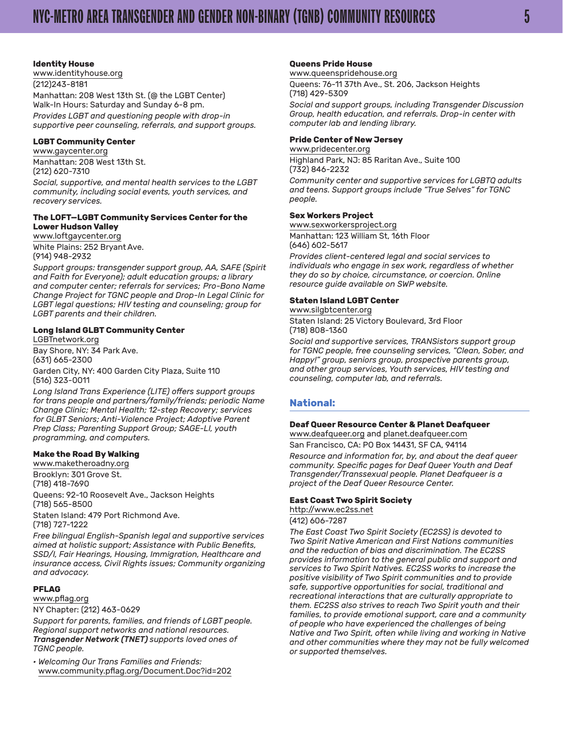**Identity House**
www.identityhouse.org
(212)243-8181
Manhattan: 208 West 13th St. (@ the LGBT Center)
Walk-In Hours: Saturday and Sunday 6-8 pm.
*Provides LGBT and questioning people with drop-in supportive peer counseling, referrals, and support groups.*

**LGBT Community Center**
www.gaycenter.org
Manhattan: 208 West 13th St.
(212) 620-7310
*Social, supportive, and mental health services to the LGBT community, including social events, youth services, and recovery services.*

**The LOFT—LGBT Community Services Center for the Lower Hudson Valley**
www.loftgaycenter.org
White Plains: 252 Bryant Ave.
(914) 948-2932
*Support groups: transgender support group, AA, SAFE (Spirit and Faith for Everyone); adult education groups; a library and computer center; referrals for services; Pro-Bono Name Change Project for TGNC people and Drop-In Legal Clinic for LGBT legal questions; HIV testing and counseling; group for LGBT parents and their children.*

**Long Island GLBT Community Center**
LGBTnetwork.org
Bay Shore, NY: 34 Park Ave.
(631) 665-2300
Garden City, NY: 400 Garden City Plaza, Suite 110
(516) 323-0011
*Long Island Trans Experience (LITE) offers support groups for trans people and partners/family/friends; periodic Name Change Clinic; Mental Health; 12-step Recovery; services for GLBT Seniors; Anti-Violence Project; Adoptive Parent Prep Class; Parenting Support Group; SAGE-LI, youth programming, and computers.*

**Make the Road By Walking**
www.maketheroadny.org
Brooklyn: 301 Grove St.
(718) 418-7690
Queens: 92-10 Roosevelt Ave., Jackson Heights
(718) 565-8500
Staten Island: 479 Port Richmond Ave.
(718) 727-1222
*Free bilingual English-Spanish legal and supportive services aimed at holistic support; Assistance with Public Benefits, SSD/I, Fair Hearings, Housing, Immigration, Healthcare and insurance access, Civil Rights issues; Community organizing and advocacy.*

**PFLAG**
www.pflag.org
NY Chapter: (212) 463-0629
*Support for parents, families, and friends of LGBT people. Regional support networks and national resources.* ***Transgender Network (TNET)*** *supports loved ones of TGNC people.*

- *Welcoming Our Trans Families and Friends:* www.community.pflag.org/Document.Doc?id=202

**Queens Pride House**
www.queenspridehouse.org
Queens: 76-11 37th Ave., St. 206, Jackson Heights
(718) 429-5309
*Social and support groups, including Transgender Discussion Group, health education, and referrals. Drop-in center with computer lab and lending library.*

**Pride Center of New Jersey**
www.pridecenter.org
Highland Park, NJ: 85 Raritan Ave., Suite 100
(732) 846-2232
*Community center and supportive services for LGBTQ adults and teens. Support groups include "True Selves" for TGNC people.*

**Sex Workers Project**
www.sexworkersproject.org
Manhattan: 123 William St, 16th Floor
(646) 602-5617
*Provides client-centered legal and social services to individuals who engage in sex work, regardless of whether they do so by choice, circumstance, or coercion. Online resource guide available on SWP website.*

**Staten Island LGBT Center**
www.silgbtcenter.org
Staten Island: 25 Victory Boulevard, 3rd Floor
(718) 808-1360
*Social and supportive services, TRANSistors support group for TGNC people, free counseling services, "Clean, Sober, and Happy!" group, seniors group, prospective parents group, and other group services, Youth services, HIV testing and counseling, computer lab, and referrals.*

## National:

**Deaf Queer Resource Center & Planet Deafqueer**
www.deafqueer.org and planet.deafqueer.com
San Francisco, CA: PO Box 14431, SF CA, 94114
*Resource and information for, by, and about the deaf queer community. Specific pages for Deaf Queer Youth and Deaf Transgender/Transsexual people. Planet Deafqueer is a project of the Deaf Queer Resource Center.*

**East Coast Two Spirit Society**
http://www.ec2ss.net
(412) 606-7287
*The East Coast Two Spirit Society (EC2SS) is devoted to Two Spirit Native American and First Nations communities and the reduction of bias and discrimination. The EC2SS provides information to the general public and support and services to Two Spirit Natives. EC2SS works to increase the positive visibility of Two Spirit communities and to provide safe, supportive opportunities for social, traditional and recreational interactions that are culturally appropriate to them. EC2SS also strives to reach Two Spirit youth and their families, to provide emotional support, care and a community of people who have experienced the challenges of being Native and Two Spirit, often while living and working in Native and other communities where they may not be fully welcomed or supported themselves.*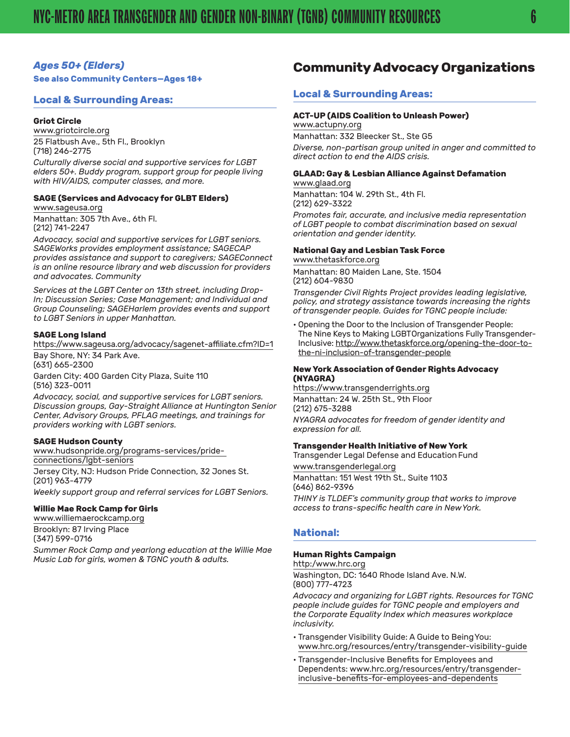## *Ages 50+ (Elders)*

**See also Community Centers—Ages 18+**

### Local & Surrounding Areas:

**Griot Circle**
www.griotcircle.org
25 Flatbush Ave., 5th Fl., Brooklyn
(718) 246-2775

*Culturally diverse social and supportive services for LGBT elders 50+. Buddy program, support group for people living with HIV/AIDS, computer classes, and more.*

**SAGE (Services and Advocacy for GLBT Elders)**
www.sageusa.org
Manhattan: 305 7th Ave., 6th Fl.
(212) 741-2247

*Advocacy, social and supportive services for LGBT seniors. SAGEWorks provides employment assistance; SAGECAP provides assistance and support to caregivers; SAGEConnect is an online resource library and web discussion for providers and advocates. Community*

*Services at the LGBT Center on 13th street, including Drop-In; Discussion Series; Case Management; and Individual and Group Counseling; SAGEHarlem provides events and support to LGBT Seniors in upper Manhattan.*

**SAGE Long Island**
https://www.sageusa.org/advocacy/sagenet-affiliate.cfm?ID=1
Bay Shore, NY: 34 Park Ave.
(631) 665-2300

Garden City: 400 Garden City Plaza, Suite 110
(516) 323-0011

*Advocacy, social, and supportive services for LGBT seniors. Discussion groups, Gay-Straight Alliance at Huntington Senior Center, Advisory Groups, PFLAG meetings, and trainings for providers working with LGBT seniors.*

**SAGE Hudson County**
www.hudsonpride.org/programs-services/pride-connections/lgbt-seniors
Jersey City, NJ: Hudson Pride Connection, 32 Jones St.
(201) 963-4779

*Weekly support group and referral services for LGBT Seniors.*

**Willie Mae Rock Camp for Girls**
www.williemaerockcamp.org
Brooklyn: 87 Irving Place
(347) 599-0716

*Summer Rock Camp and yearlong education at the Willie Mae Music Lab for girls, women & TGNC youth & adults.*

# Community Advocacy Organizations

### Local & Surrounding Areas:

**ACT-UP (AIDS Coalition to Unleash Power)**
www.actupny.org
Manhattan: 332 Bleecker St., Ste G5

*Diverse, non-partisan group united in anger and committed to direct action to end the AIDS crisis.*

**GLAAD: Gay & Lesbian Alliance Against Defamation**
www.glaad.org
Manhattan: 104 W. 29th St., 4th Fl.
(212) 629-3322

*Promotes fair, accurate, and inclusive media representation of LGBT people to combat discrimination based on sexual orientation and gender identity.*

**National Gay and Lesbian Task Force**
www.thetaskforce.org
Manhattan: 80 Maiden Lane, Ste. 1504
(212) 604-9830

*Transgender Civil Rights Project provides leading legislative, policy, and strategy assistance towards increasing the rights of transgender people. Guides for TGNC people include:*

- Opening the Door to the Inclusion of Transgender People: The Nine Keys to Making LGBT Organizations Fully Transgender-Inclusive: http://www.thetaskforce.org/opening-the-door-to-the-ni-inclusion-of-transgender-people

**New York Association of Gender Rights Advocacy (NYAGRA)**
https://www.transgenderrights.org
Manhattan: 24 W. 25th St., 9th Floor
(212) 675-3288

*NYAGRA advocates for freedom of gender identity and expression for all.*

**Transgender Health Initiative of New York**
Transgender Legal Defense and Education Fund
www.transgenderlegal.org
Manhattan: 151 West 19th St., Suite 1103
(646) 862-9396

*THINY is TLDEF's community group that works to improve access to trans-specific health care in New York.*

### National:

**Human Rights Campaign**
http:/www.hrc.org
Washington, DC: 1640 Rhode Island Ave. N.W.
(800) 777-4723

*Advocacy and organizing for LGBT rights. Resources for TGNC people include guides for TGNC people and employers and the Corporate Equality Index which measures workplace inclusivity.*

- Transgender Visibility Guide: A Guide to Being You: www.hrc.org/resources/entry/transgender-visibility-guide
- Transgender-Inclusive Benefits for Employees and Dependents: www.hrc.org/resources/entry/transgender-inclusive-benefits-for-employees-and-dependents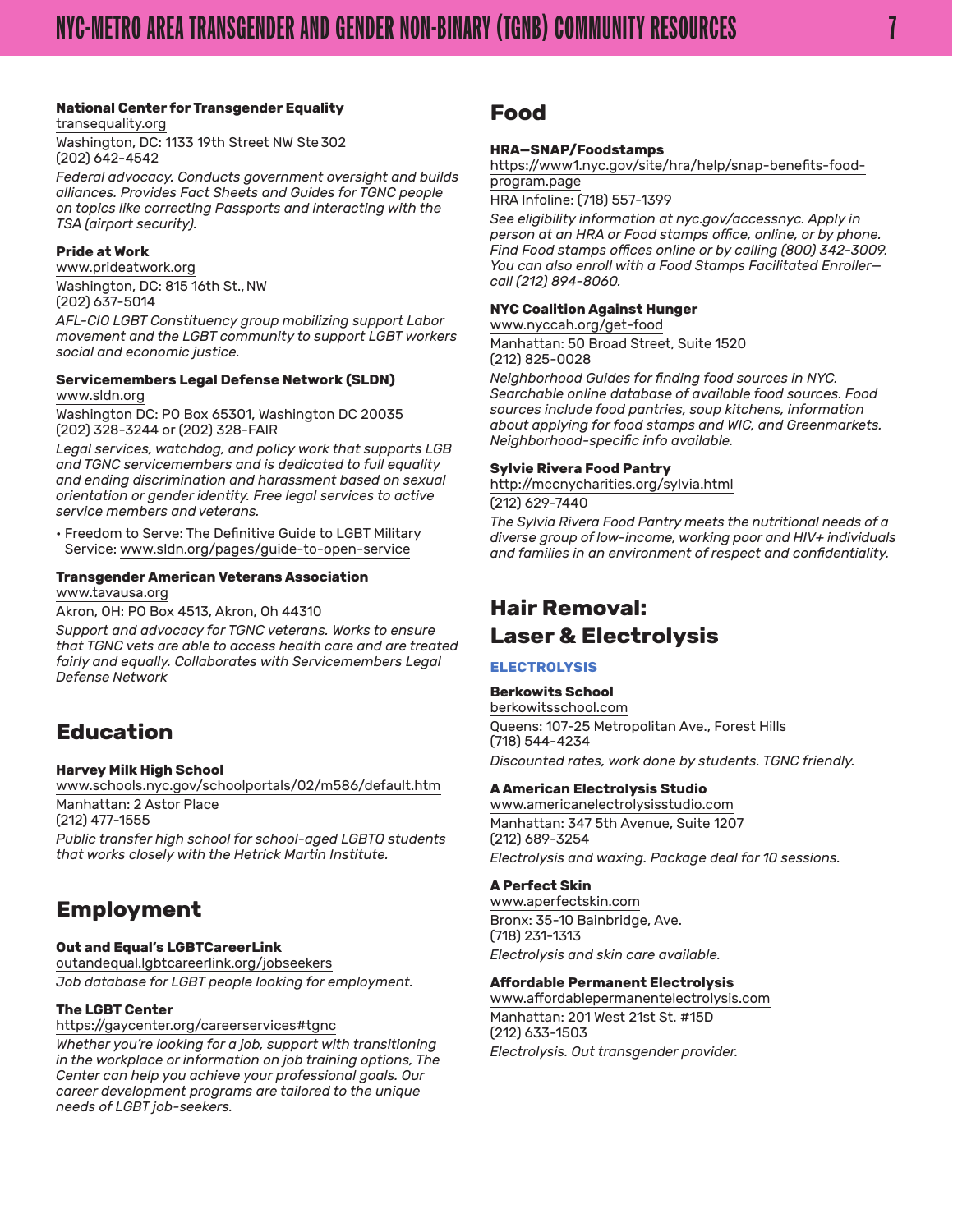**National Center for Transgender Equality**
transequality.org
Washington, DC: 1133 19th Street NW Ste 302
(202) 642-4542
*Federal advocacy. Conducts government oversight and builds alliances. Provides Fact Sheets and Guides for TGNC people on topics like correcting Passports and interacting with the TSA (airport security).*

**Pride at Work**
www.prideatwork.org
Washington, DC: 815 16th St., NW
(202) 637-5014
*AFL-CIO LGBT Constituency group mobilizing support Labor movement and the LGBT community to support LGBT workers social and economic justice.*

**Servicemembers Legal Defense Network (SLDN)**
www.sldn.org
Washington DC: PO Box 65301, Washington DC 20035
(202) 328-3244 or (202) 328-FAIR
*Legal services, watchdog, and policy work that supports LGB and TGNC servicemembers and is dedicated to full equality and ending discrimination and harassment based on sexual orientation or gender identity. Free legal services to active service members and veterans.*

- Freedom to Serve: The Definitive Guide to LGBT Military Service: www.sldn.org/pages/guide-to-open-service

**Transgender American Veterans Association**
www.tavausa.org
Akron, OH: PO Box 4513, Akron, Oh 44310
*Support and advocacy for TGNC veterans. Works to ensure that TGNC vets are able to access health care and are treated fairly and equally. Collaborates with Servicemembers Legal Defense Network*

## Education

**Harvey Milk High School**
www.schools.nyc.gov/schoolportals/02/m586/default.htm
Manhattan: 2 Astor Place
(212) 477-1555
*Public transfer high school for school-aged LGBTQ students that works closely with the Hetrick Martin Institute.*

## Employment

**Out and Equal's LGBTCareerLink**
outandequal.lgbtcareerlink.org/jobseekers
*Job database for LGBT people looking for employment.*

**The LGBT Center**
https://gaycenter.org/careerservices#tgnc
*Whether you're looking for a job, support with transitioning in the workplace or information on job training options, The Center can help you achieve your professional goals. Our career development programs are tailored to the unique needs of LGBT job-seekers.*

## Food

**HRA—SNAP/Foodstamps**
https://www1.nyc.gov/site/hra/help/snap-benefits-food-program.page
HRA Infoline: (718) 557-1399
*See eligibility information at nyc.gov/accessnyc. Apply in person at an HRA or Food stamps office, online, or by phone. Find Food stamps offices online or by calling (800) 342-3009. You can also enroll with a Food Stamps Facilitated Enroller—call (212) 894-8060.*

**NYC Coalition Against Hunger**
www.nyccah.org/get-food
Manhattan: 50 Broad Street, Suite 1520
(212) 825-0028
*Neighborhood Guides for finding food sources in NYC. Searchable online database of available food sources. Food sources include food pantries, soup kitchens, information about applying for food stamps and WIC, and Greenmarkets. Neighborhood-specific info available.*

**Sylvie Rivera Food Pantry**
http://mccnycharities.org/sylvia.html
(212) 629-7440
*The Sylvia Rivera Food Pantry meets the nutritional needs of a diverse group of low-income, working poor and HIV+ individuals and families in an environment of respect and confidentiality.*

## Hair Removal: Laser & Electrolysis

### ELECTROLYSIS

**Berkowits School**
berkowitsschool.com
Queens: 107-25 Metropolitan Ave., Forest Hills
(718) 544-4234
*Discounted rates, work done by students. TGNC friendly.*

**A American Electrolysis Studio**
www.americanelectrolysisstudio.com
Manhattan: 347 5th Avenue, Suite 1207
(212) 689-3254
*Electrolysis and waxing. Package deal for 10 sessions.*

**A Perfect Skin**
www.aperfectskin.com
Bronx: 35-10 Bainbridge, Ave.
(718) 231-1313
*Electrolysis and skin care available.*

**Affordable Permanent Electrolysis**
www.affordablepermanentelectrolysis.com
Manhattan: 201 West 21st St. #15D
(212) 633-1503
*Electrolysis. Out transgender provider.*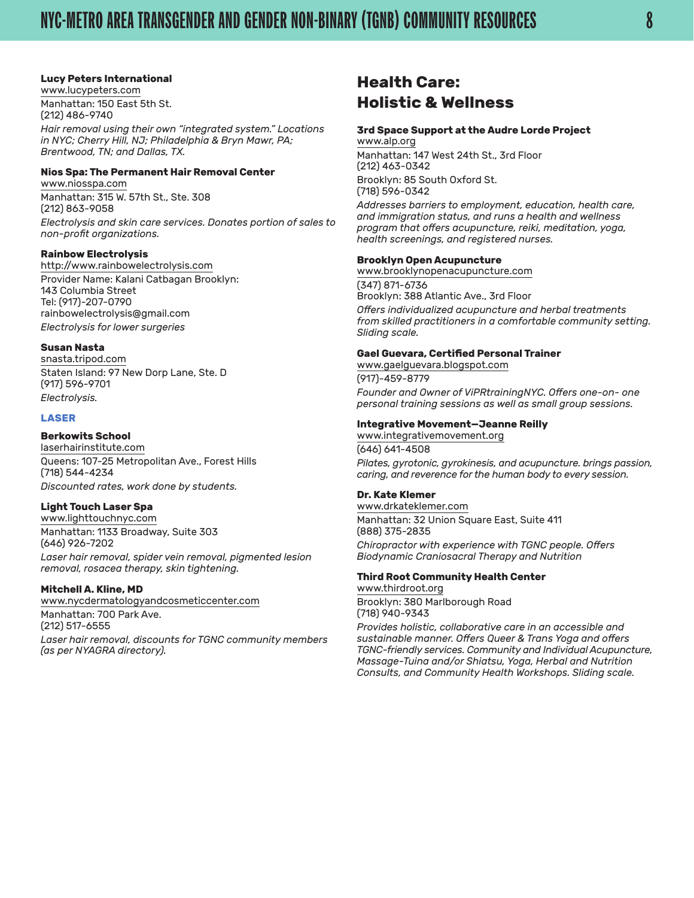**Lucy Peters International**
www.lucypeters.com
Manhattan: 150 East 5th St.
(212) 486-9740
*Hair removal using their own "integrated system." Locations in NYC; Cherry Hill, NJ; Philadelphia & Bryn Mawr, PA; Brentwood, TN; and Dallas, TX.*

**Nios Spa: The Permanent Hair Removal Center**
www.niosspa.com
Manhattan: 315 W. 57th St., Ste. 308
(212) 863-9058
*Electrolysis and skin care services. Donates portion of sales to non-profit organizations.*

**Rainbow Electrolysis**
http://www.rainbowelectrolysis.com
Provider Name: Kalani Catbagan Brooklyn:
143 Columbia Street
Tel: (917)-207-0790
rainbowelectrolysis@gmail.com
*Electrolysis for lower surgeries*

**Susan Nasta**
snasta.tripod.com
Staten Island: 97 New Dorp Lane, Ste. D
(917) 596-9701
*Electrolysis.*

### LASER

**Berkowits School**
laserhairinstitute.com
Queens: 107-25 Metropolitan Ave., Forest Hills
(718) 544-4234
*Discounted rates, work done by students.*

**Light Touch Laser Spa**
www.lighttouchnyc.com
Manhattan: 1133 Broadway, Suite 303
(646) 926-7202
*Laser hair removal, spider vein removal, pigmented lesion removal, rosacea therapy, skin tightening.*

**Mitchell A. Kline, MD**
www.nycdermatologyandcosmeticcenter.com
Manhattan: 700 Park Ave.
(212) 517-6555
*Laser hair removal, discounts for TGNC community members (as per NYAGRA directory).*

## Health Care: Holistic & Wellness

**3rd Space Support at the Audre Lorde Project**
www.alp.org
Manhattan: 147 West 24th St., 3rd Floor
(212) 463-0342
Brooklyn: 85 South Oxford St.
(718) 596-0342
*Addresses barriers to employment, education, health care, and immigration status, and runs a health and wellness program that offers acupuncture, reiki, meditation, yoga, health screenings, and registered nurses.*

**Brooklyn Open Acupuncture**
www.brooklynopenacupuncture.com
(347) 871-6736
Brooklyn: 388 Atlantic Ave., 3rd Floor
*Offers individualized acupuncture and herbal treatments from skilled practitioners in a comfortable community setting. Sliding scale.*

**Gael Guevara, Certified Personal Trainer**
www.gaelguevara.blogspot.com
(917)-459-8779
*Founder and Owner of ViPRtrainingNYC. Offers one-on- one personal training sessions as well as small group sessions.*

**Integrative Movement—Jeanne Reilly**
www.integrativemovement.org
(646) 641-4508
*Pilates, gyrotonic, gyrokinesis, and acupuncture. brings passion, caring, and reverence for the human body to every session.*

**Dr. Kate Klemer**
www.drkateklemer.com
Manhattan: 32 Union Square East, Suite 411
(888) 375-2835
*Chiropractor with experience with TGNC people. Offers Biodynamic Craniosacral Therapy and Nutrition*

**Third Root Community Health Center**
www.thirdroot.org
Brooklyn: 380 Marlborough Road
(718) 940-9343
*Provides holistic, collaborative care in an accessible and sustainable manner. Offers Queer & Trans Yoga and offers TGNC-friendly services. Community and Individual Acupuncture, Massage-Tuina and/or Shiatsu, Yoga, Herbal and Nutrition Consults, and Community Health Workshops. Sliding scale.*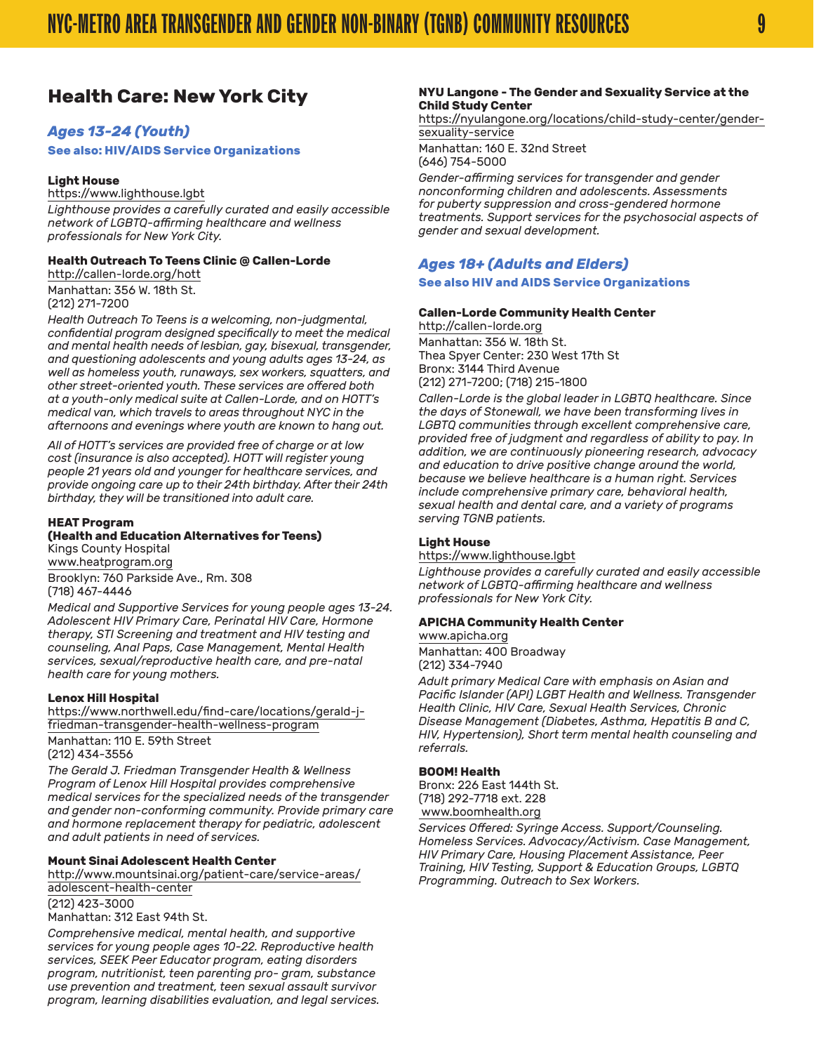## Health Care: New York City

### *Ages 13-24 (Youth)*

**See also: HIV/AIDS Service Organizations**

**Light House**
https://www.lighthouse.lgbt
*Lighthouse provides a carefully curated and easily accessible network of LGBTQ-affirming healthcare and wellness professionals for New York City.*

**Health Outreach To Teens Clinic @ Callen-Lorde**
http://callen-lorde.org/hott
Manhattan: 356 W. 18th St.
(212) 271-7200
*Health Outreach To Teens is a welcoming, non-judgmental, confidential program designed specifically to meet the medical and mental health needs of lesbian, gay, bisexual, transgender, and questioning adolescents and young adults ages 13-24, as well as homeless youth, runaways, sex workers, squatters, and other street-oriented youth. These services are offered both at a youth-only medical suite at Callen-Lorde, and on HOTT's medical van, which travels to areas throughout NYC in the afternoons and evenings where youth are known to hang out.*

*All of HOTT's services are provided free of charge or at low cost (insurance is also accepted). HOTT will register young people 21 years old and younger for healthcare services, and provide ongoing care up to their 24th birthday. After their 24th birthday, they will be transitioned into adult care.*

**HEAT Program**
**(Health and Education Alternatives for Teens)**
Kings County Hospital
www.heatprogram.org
Brooklyn: 760 Parkside Ave., Rm. 308
(718) 467-4446
*Medical and Supportive Services for young people ages 13-24. Adolescent HIV Primary Care, Perinatal HIV Care, Hormone therapy, STI Screening and treatment and HIV testing and counseling, Anal Paps, Case Management, Mental Health services, sexual/reproductive health care, and pre-natal health care for young mothers.*

**Lenox Hill Hospital**
https://www.northwell.edu/find-care/locations/gerald-j-friedman-transgender-health-wellness-program
Manhattan: 110 E. 59th Street
(212) 434-3556
*The Gerald J. Friedman Transgender Health & Wellness Program of Lenox Hill Hospital provides comprehensive medical services for the specialized needs of the transgender and gender non-conforming community. Provide primary care and hormone replacement therapy for pediatric, adolescent and adult patients in need of services.*

**Mount Sinai Adolescent Health Center**
http://www.mountsinai.org/patient-care/service-areas/adolescent-health-center
(212) 423-3000
Manhattan: 312 East 94th St.
*Comprehensive medical, mental health, and supportive services for young people ages 10-22. Reproductive health services, SEEK Peer Educator program, eating disorders program, nutritionist, teen parenting pro- gram, substance use prevention and treatment, teen sexual assault survivor program, learning disabilities evaluation, and legal services.*

**NYU Langone - The Gender and Sexuality Service at the Child Study Center**
https://nyulangone.org/locations/child-study-center/gender-sexuality-service
Manhattan: 160 E. 32nd Street
(646) 754-5000
*Gender-affirming services for transgender and gender nonconforming children and adolescents. Assessments for puberty suppression and cross-gendered hormone treatments. Support services for the psychosocial aspects of gender and sexual development.*

### *Ages 18+ (Adults and Elders)*

**See also HIV and AIDS Service Organizations**

**Callen-Lorde Community Health Center**
http://callen-lorde.org
Manhattan: 356 W. 18th St.
Thea Spyer Center: 230 West 17th St
Bronx: 3144 Third Avenue
(212) 271-7200; (718) 215-1800
*Callen-Lorde is the global leader in LGBTQ healthcare. Since the days of Stonewall, we have been transforming lives in LGBTQ communities through excellent comprehensive care, provided free of judgment and regardless of ability to pay. In addition, we are continuously pioneering research, advocacy and education to drive positive change around the world, because we believe healthcare is a human right. Services include comprehensive primary care, behavioral health, sexual health and dental care, and a variety of programs serving TGNB patients.*

**Light House**
https://www.lighthouse.lgbt
*Lighthouse provides a carefully curated and easily accessible network of LGBTQ-affirming healthcare and wellness professionals for New York City.*

**APICHA Community Health Center**
www.apicha.org
Manhattan: 400 Broadway
(212) 334-7940
*Adult primary Medical Care with emphasis on Asian and Pacific Islander (API) LGBT Health and Wellness. Transgender Health Clinic, HIV Care, Sexual Health Services, Chronic Disease Management (Diabetes, Asthma, Hepatitis B and C, HIV, Hypertension), Short term mental health counseling and referrals.*

**BOOM! Health**
Bronx: 226 East 144th St.
(718) 292-7718 ext. 228
www.boomhealth.org
*Services Offered: Syringe Access. Support/Counseling. Homeless Services. Advocacy/Activism. Case Management, HIV Primary Care, Housing Placement Assistance, Peer Training, HIV Testing, Support & Education Groups, LGBTQ Programming. Outreach to Sex Workers.*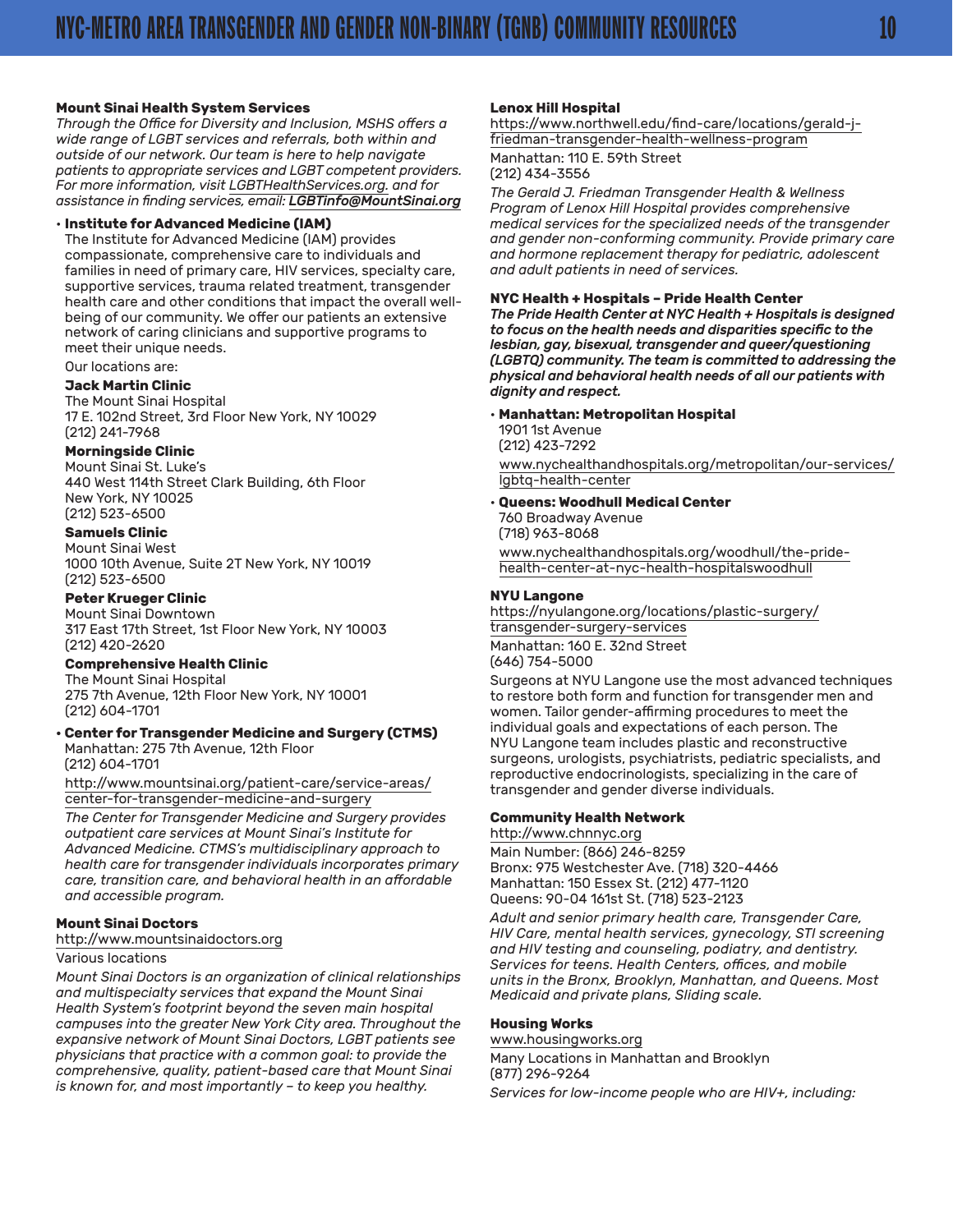### Mount Sinai Health System Services

*Through the Office for Diversity and Inclusion, MSHS offers a wide range of LGBT services and referrals, both within and outside of our network. Our team is here to help navigate patients to appropriate services and LGBT competent providers. For more information, visit LGBTHealthServices.org. and for assistance in finding services, email:* ***LGBTinfo@MountSinai.org***

- **Institute for Advanced Medicine (IAM)**
  The Institute for Advanced Medicine (IAM) provides compassionate, comprehensive care to individuals and families in need of primary care, HIV services, specialty care, supportive services, trauma related treatment, transgender health care and other conditions that impact the overall well-being of our community. We offer our patients an extensive network of caring clinicians and supportive programs to meet their unique needs.

  Our locations are:

  **Jack Martin Clinic**
  The Mount Sinai Hospital
  17 E. 102nd Street, 3rd Floor New York, NY 10029
  (212) 241-7968

  **Morningside Clinic**
  Mount Sinai St. Luke's
  440 West 114th Street Clark Building, 6th Floor
  New York, NY 10025
  (212) 523-6500

  **Samuels Clinic**
  Mount Sinai West
  1000 10th Avenue, Suite 2T New York, NY 10019
  (212) 523-6500

  **Peter Krueger Clinic**
  Mount Sinai Downtown
  317 East 17th Street, 1st Floor New York, NY 10003
  (212) 420-2620

  **Comprehensive Health Clinic**
  The Mount Sinai Hospital
  275 7th Avenue, 12th Floor New York, NY 10001
  (212) 604-1701

- **Center for Transgender Medicine and Surgery (CTMS)**
  Manhattan: 275 7th Avenue, 12th Floor
  (212) 604-1701

  http://www.mountsinai.org/patient-care/service-areas/center-for-transgender-medicine-and-surgery

  *The Center for Transgender Medicine and Surgery provides outpatient care services at Mount Sinai's Institute for Advanced Medicine. CTMS's multidisciplinary approach to health care for transgender individuals incorporates primary care, transition care, and behavioral health in an affordable and accessible program.*

### Mount Sinai Doctors

http://www.mountsinaidoctors.org

Various locations

*Mount Sinai Doctors is an organization of clinical relationships and multispecialty services that expand the Mount Sinai Health System's footprint beyond the seven main hospital campuses into the greater New York City area. Throughout the expansive network of Mount Sinai Doctors, LGBT patients see physicians that practice with a common goal: to provide the comprehensive, quality, patient-based care that Mount Sinai is known for, and most importantly – to keep you healthy.*

### Lenox Hill Hospital

https://www.northwell.edu/find-care/locations/gerald-j-friedman-transgender-health-wellness-program

Manhattan: 110 E. 59th Street
(212) 434-3556

*The Gerald J. Friedman Transgender Health & Wellness Program of Lenox Hill Hospital provides comprehensive medical services for the specialized needs of the transgender and gender non-conforming community. Provide primary care and hormone replacement therapy for pediatric, adolescent and adult patients in need of services.*

### NYC Health + Hospitals – Pride Health Center

***The Pride Health Center at NYC Health + Hospitals is designed to focus on the health needs and disparities specific to the lesbian, gay, bisexual, transgender and queer/questioning (LGBTQ) community. The team is committed to addressing the physical and behavioral health needs of all our patients with dignity and respect.***

- **Manhattan: Metropolitan Hospital**
  1901 1st Avenue
  (212) 423-7292

  www.nychealthandhospitals.org/metropolitan/our-services/lgbtq-health-center

- **Queens: Woodhull Medical Center**
  760 Broadway Avenue
  (718) 963-8068

  www.nychealthandhospitals.org/woodhull/the-pride-health-center-at-nyc-health-hospitalswoodhull

### NYU Langone

https://nyulangone.org/locations/plastic-surgery/transgender-surgery-services

Manhattan: 160 E. 32nd Street
(646) 754-5000

Surgeons at NYU Langone use the most advanced techniques to restore both form and function for transgender men and women. Tailor gender-affirming procedures to meet the individual goals and expectations of each person. The NYU Langone team includes plastic and reconstructive surgeons, urologists, psychiatrists, pediatric specialists, and reproductive endocrinologists, specializing in the care of transgender and gender diverse individuals.

### Community Health Network

http://www.chnnyc.org

Main Number: (866) 246-8259
Bronx: 975 Westchester Ave. (718) 320-4466
Manhattan: 150 Essex St. (212) 477-1120
Queens: 90-04 161st St. (718) 523-2123

*Adult and senior primary health care, Transgender Care, HIV Care, mental health services, gynecology, STI screening and HIV testing and counseling, podiatry, and dentistry. Services for teens. Health Centers, offices, and mobile units in the Bronx, Brooklyn, Manhattan, and Queens. Most Medicaid and private plans, Sliding scale.*

### Housing Works

www.housingworks.org

Many Locations in Manhattan and Brooklyn
(877) 296-9264

*Services for low-income people who are HIV+, including:*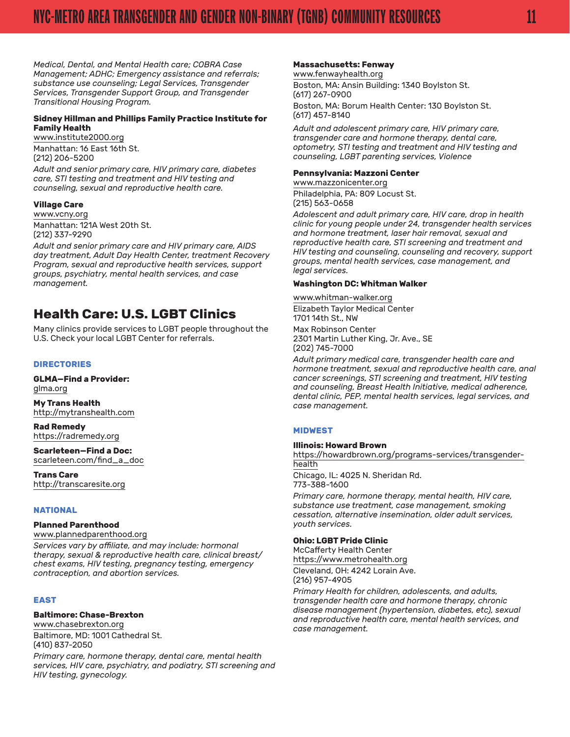*Medical, Dental, and Mental Health care; COBRA Case Management; ADHC; Emergency assistance and referrals; substance use counseling; Legal Services, Transgender Services, Transgender Support Group, and Transgender Transitional Housing Program.*

**Sidney Hillman and Phillips Family Practice Institute for Family Health**
www.institute2000.org
Manhattan: 16 East 16th St.
(212) 206-5200
*Adult and senior primary care, HIV primary care, diabetes care, STI testing and treatment and HIV testing and counseling, sexual and reproductive health care.*

**Village Care**
www.vcny.org
Manhattan: 121A West 20th St.
(212) 337-9290
*Adult and senior primary care and HIV primary care, AIDS day treatment, Adult Day Health Center, treatment Recovery Program, sexual and reproductive health services, support groups, psychiatry, mental health services, and case management.*

## Health Care: U.S. LGBT Clinics

Many clinics provide services to LGBT people throughout the U.S. Check your local LGBT Center for referrals.

### DIRECTORIES

**GLMA—Find a Provider:**
glma.org

**My Trans Health**
http://mytranshealth.com

**Rad Remedy**
https://radremedy.org

**Scarleteen—Find a Doc:**
scarleteen.com/find_a_doc

**Trans Care**
http://transcaresite.org

### NATIONAL

**Planned Parenthood**
www.plannedparenthood.org
*Services vary by affiliate, and may include: hormonal therapy, sexual & reproductive health care, clinical breast/chest exams, HIV testing, pregnancy testing, emergency contraception, and abortion services.*

### EAST

**Baltimore: Chase-Brexton**
www.chasebrexton.org
Baltimore, MD: 1001 Cathedral St.
(410) 837-2050
*Primary care, hormone therapy, dental care, mental health services, HIV care, psychiatry, and podiatry, STI screening and HIV testing, gynecology.*

**Massachusetts: Fenway**
www.fenwayhealth.org
Boston, MA: Ansin Building: 1340 Boylston St.
(617) 267-0900
Boston, MA: Borum Health Center: 130 Boylston St.
(617) 457-8140
*Adult and adolescent primary care, HIV primary care, transgender care and hormone therapy, dental care, optometry, STI testing and treatment and HIV testing and counseling, LGBT parenting services, Violence*

**Pennsylvania: Mazzoni Center**
www.mazzonicenter.org
Philadelphia, PA: 809 Locust St.
(215) 563-0658
*Adolescent and adult primary care, HIV care, drop in health clinic for young people under 24, transgender health services and hormone treatment, laser hair removal, sexual and reproductive health care, STI screening and treatment and HIV testing and counseling, counseling and recovery, support groups, mental health services, case management, and legal services.*

**Washington DC: Whitman Walker**
www.whitman-walker.org
Elizabeth Taylor Medical Center
1701 14th St., NW
Max Robinson Center
2301 Martin Luther King, Jr. Ave., SE
(202) 745-7000
*Adult primary medical care, transgender health care and hormone treatment, sexual and reproductive health care, anal cancer screenings, STI screening and treatment, HIV testing and counseling, Breast Health Initiative, medical adherence, dental clinic, PEP, mental health services, legal services, and case management.*

### MIDWEST

**Illinois: Howard Brown**
https://howardbrown.org/programs-services/transgender-health
Chicago, IL: 4025 N. Sheridan Rd.
773-388-1600
*Primary care, hormone therapy, mental health, HIV care, substance use treatment, case management, smoking cessation, alternative insemination, older adult services, youth services.*

**Ohio: LGBT Pride Clinic**
McCafferty Health Center
https://www.metrohealth.org
Cleveland, OH: 4242 Lorain Ave.
(216) 957-4905
*Primary Health for children, adolescents, and adults, transgender health care and hormone therapy, chronic disease management (hypertension, diabetes, etc), sexual and reproductive health care, mental health services, and case management.*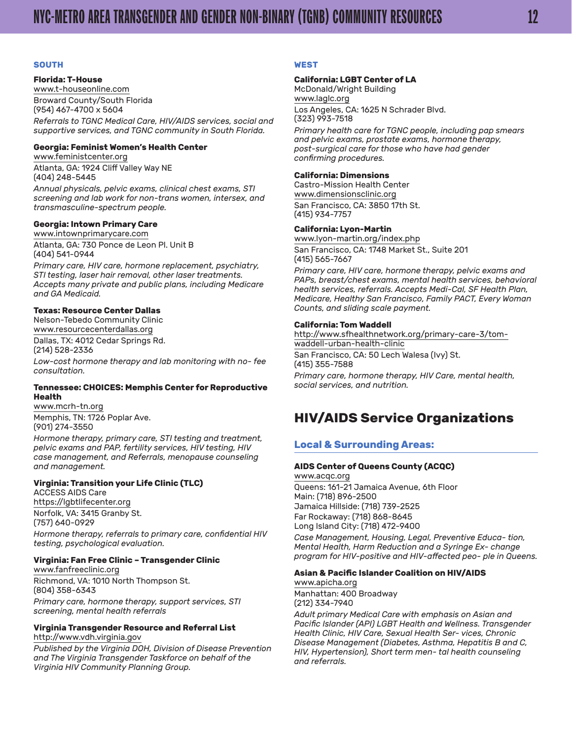### SOUTH

**Florida: T-House**
www.t-houseonline.com
Broward County/South Florida
(954) 467-4700 x 5604
*Referrals to TGNC Medical Care, HIV/AIDS services, social and supportive services, and TGNC community in South Florida.*

**Georgia: Feminist Women's Health Center**
www.feministcenter.org
Atlanta, GA: 1924 Cliff Valley Way NE
(404) 248-5445
*Annual physicals, pelvic exams, clinical chest exams, STI screening and lab work for non-trans women, intersex, and transmasculine-spectrum people.*

**Georgia: Intown Primary Care**
www.intownprimarycare.com
Atlanta, GA: 730 Ponce de Leon Pl. Unit B
(404) 541-0944
*Primary care, HIV care, hormone replacement, psychiatry, STI testing, laser hair removal, other laser treatments. Accepts many private and public plans, including Medicare and GA Medicaid.*

**Texas: Resource Center Dallas**
Nelson-Tebedo Community Clinic
www.resourcecenterdallas.org
Dallas, TX: 4012 Cedar Springs Rd.
(214) 528-2336
*Low-cost hormone therapy and lab monitoring with no- fee consultation.*

**Tennessee: CHOICES: Memphis Center for Reproductive Health**
www.mcrh-tn.org
Memphis, TN: 1726 Poplar Ave.
(901) 274-3550
*Hormone therapy, primary care, STI testing and treatment, pelvic exams and PAP, fertility services, HIV testing, HIV case management, and Referrals, menopause counseling and management.*

**Virginia: Transition your Life Clinic (TLC)**
ACCESS AIDS Care
https://lgbtlifecenter.org
Norfolk, VA: 3415 Granby St.
(757) 640-0929
*Hormone therapy, referrals to primary care, confidential HIV testing, psychological evaluation.*

**Virginia: Fan Free Clinic – Transgender Clinic**
www.fanfreeclinic.org
Richmond, VA: 1010 North Thompson St.
(804) 358-6343
*Primary care, hormone therapy, support services, STI screening, mental health referrals*

**Virginia Transgender Resource and Referral List**
http://www.vdh.virginia.gov
*Published by the Virginia DOH, Division of Disease Prevention and The Virginia Transgender Taskforce on behalf of the Virginia HIV Community Planning Group.*

### WEST

**California: LGBT Center of LA**
McDonald/Wright Building
www.laglc.org
Los Angeles, CA: 1625 N Schrader Blvd.
(323) 993-7518
*Primary health care for TGNC people, including pap smears and pelvic exams, prostate exams, hormone therapy, post-surgical care for those who have had gender confirming procedures.*

**California: Dimensions**
Castro-Mission Health Center
www.dimensionsclinic.org
San Francisco, CA: 3850 17th St.
(415) 934-7757

**California: Lyon-Martin**
www.lyon-martin.org/index.php
San Francisco, CA: 1748 Market St., Suite 201
(415) 565-7667
*Primary care, HIV care, hormone therapy, pelvic exams and PAPs, breast/chest exams, mental health services, behavioral health services, referrals. Accepts Medi-Cal, SF Health Plan, Medicare, Healthy San Francisco, Family PACT, Every Woman Counts, and sliding scale payment.*

**California: Tom Waddell**
http://www.sfhealthnetwork.org/primary-care-3/tom-waddell-urban-health-clinic
San Francisco, CA: 50 Lech Walesa (Ivy) St.
(415) 355-7588
*Primary care, hormone therapy, HIV Care, mental health, social services, and nutrition.*

## HIV/AIDS Service Organizations

### Local & Surrounding Areas:

**AIDS Center of Queens County (ACQC)**
www.acqc.org
Queens: 161-21 Jamaica Avenue, 6th Floor
Main: (718) 896-2500
Jamaica Hillside: (718) 739-2525
Far Rockaway: (718) 868-8645
Long Island City: (718) 472-9400
*Case Management, Housing, Legal, Preventive Educa- tion, Mental Health, Harm Reduction and a Syringe Ex- change program for HIV-positive and HIV-affected peo- ple in Queens.*

**Asian & Pacific Islander Coalition on HIV/AIDS**
www.apicha.org
Manhattan: 400 Broadway
(212) 334-7940
*Adult primary Medical Care with emphasis on Asian and Pacific Islander (API) LGBT Health and Wellness. Transgender Health Clinic, HIV Care, Sexual Health Ser- vices, Chronic Disease Management (Diabetes, Asthma, Hepatitis B and C, HIV, Hypertension), Short term men- tal health counseling and referrals.*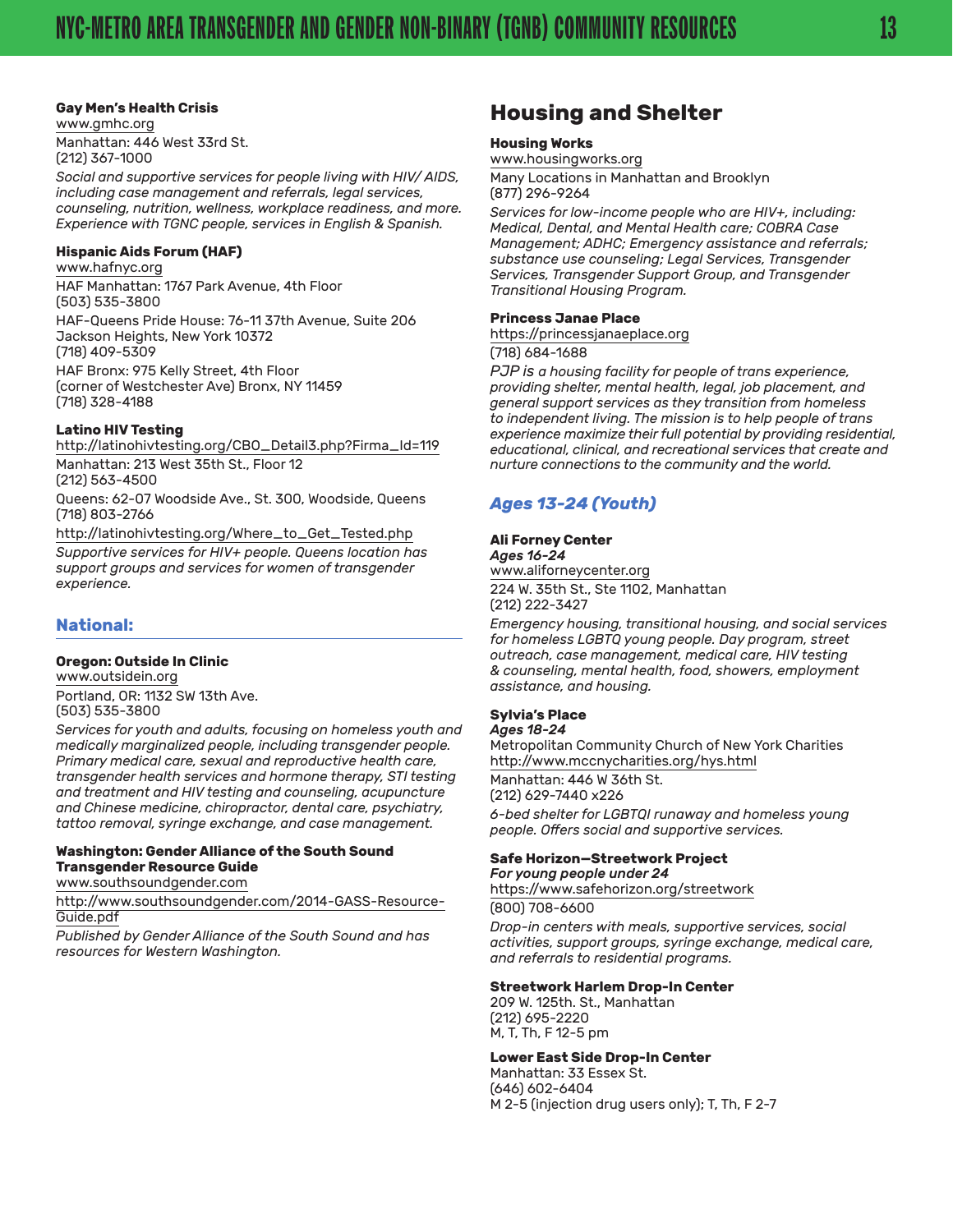**Gay Men's Health Crisis**
www.gmhc.org
Manhattan: 446 West 33rd St.
(212) 367-1000
*Social and supportive services for people living with HIV/ AIDS, including case management and referrals, legal services, counseling, nutrition, wellness, workplace readiness, and more. Experience with TGNC people, services in English & Spanish.*

**Hispanic Aids Forum (HAF)**
www.hafnyc.org
HAF Manhattan: 1767 Park Avenue, 4th Floor
(503) 535-3800
HAF-Queens Pride House: 76-11 37th Avenue, Suite 206
Jackson Heights, New York 10372
(718) 409-5309
HAF Bronx: 975 Kelly Street, 4th Floor
(corner of Westchester Ave) Bronx, NY 11459
(718) 328-4188

**Latino HIV Testing**
http://latinohivtesting.org/CBO_Detail3.php?Firma_Id=119
Manhattan: 213 West 35th St., Floor 12
(212) 563-4500
Queens: 62-07 Woodside Ave., St. 300, Woodside, Queens
(718) 803-2766
http://latinohivtesting.org/Where_to_Get_Tested.php
*Supportive services for HIV+ people. Queens location has support groups and services for women of transgender experience.*

### National:

**Oregon: Outside In Clinic**
www.outsidein.org
Portland, OR: 1132 SW 13th Ave.
(503) 535-3800
*Services for youth and adults, focusing on homeless youth and medically marginalized people, including transgender people. Primary medical care, sexual and reproductive health care, transgender health services and hormone therapy, STI testing and treatment and HIV testing and counseling, acupuncture and Chinese medicine, chiropractor, dental care, psychiatry, tattoo removal, syringe exchange, and case management.*

**Washington: Gender Alliance of the South Sound Transgender Resource Guide**
www.southsoundgender.com
http://www.southsoundgender.com/2014-GASS-Resource-Guide.pdf
*Published by Gender Alliance of the South Sound and has resources for Western Washington.*

## Housing and Shelter

**Housing Works**
www.housingworks.org
Many Locations in Manhattan and Brooklyn
(877) 296-9264
*Services for low-income people who are HIV+, including: Medical, Dental, and Mental Health care; COBRA Case Management; ADHC; Emergency assistance and referrals; substance use counseling; Legal Services, Transgender Services, Transgender Support Group, and Transgender Transitional Housing Program.*

**Princess Janae Place**
https://princessjanaeplace.org
(718) 684-1688
*PJP is a housing facility for people of trans experience, providing shelter, mental health, legal, job placement, and general support services as they transition from homeless to independent living. The mission is to help people of trans experience maximize their full potential by providing residential, educational, clinical, and recreational services that create and nurture connections to the community and the world.*

### *Ages 13-24 (Youth)*

**Ali Forney Center**
***Ages 16-24***
www.aliforneycenter.org
224 W. 35th St., Ste 1102, Manhattan
(212) 222-3427
*Emergency housing, transitional housing, and social services for homeless LGBTQ young people. Day program, street outreach, case management, medical care, HIV testing & counseling, mental health, food, showers, employment assistance, and housing.*

**Sylvia's Place**
***Ages 18-24***
Metropolitan Community Church of New York Charities
http://www.mccnycharities.org/hys.html
Manhattan: 446 W 36th St.
(212) 629-7440 x226
*6-bed shelter for LGBTQI runaway and homeless young people. Offers social and supportive services.*

**Safe Horizon—Streetwork Project**
***For young people under 24***
https://www.safehorizon.org/streetwork
(800) 708-6600
*Drop-in centers with meals, supportive services, social activities, support groups, syringe exchange, medical care, and referrals to residential programs.*

**Streetwork Harlem Drop-In Center**
209 W. 125th. St., Manhattan
(212) 695-2220
M, T, Th, F 12-5 pm

**Lower East Side Drop-In Center**
Manhattan: 33 Essex St.
(646) 602-6404
M 2-5 (injection drug users only); T, Th, F 2-7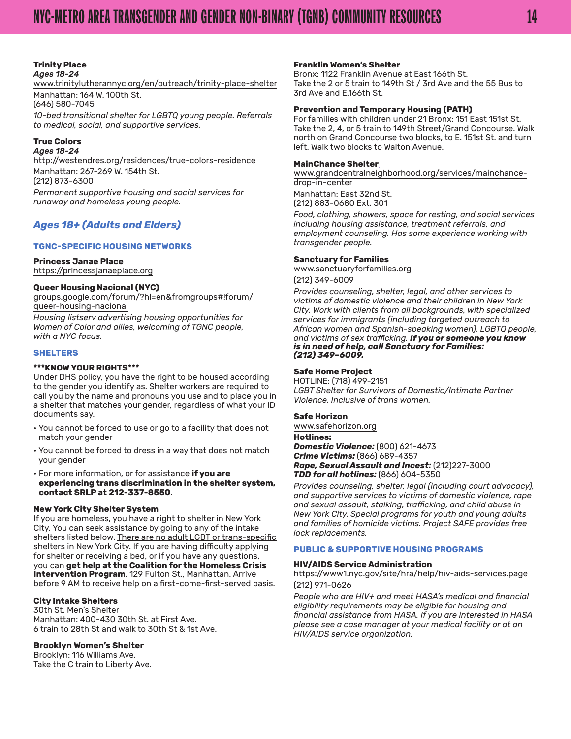**Trinity Place**
***Ages 18-24***
www.trinitylutherannyc.org/en/outreach/trinity-place-shelter
Manhattan: 164 W. 100th St.
(646) 580-7045
*10-bed transitional shelter for LGBTQ young people. Referrals to medical, social, and supportive services.*

**True Colors**
***Ages 18-24***
http://westendres.org/residences/true-colors-residence
Manhattan: 267-269 W. 154th St.
(212) 873-6300
*Permanent supportive housing and social services for runaway and homeless young people.*

## *Ages 18+ (Adults and Elders)*

### TGNC-SPECIFIC HOUSING NETWORKS

**Princess Janae Place**
https://princessjanaeplace.org

**Queer Housing Nacional (NYC)**
groups.google.com/forum/?hl=en&fromgroups#!forum/queer-housing-nacional
*Housing listserv advertising housing opportunities for Women of Color and allies, welcoming of TGNC people, with a NYC focus.*

### SHELTERS

**\*\*\*KNOW YOUR RIGHTS\*\*\***
Under DHS policy, you have the right to be housed according to the gender you identify as. Shelter workers are required to call you by the name and pronouns you use and to place you in a shelter that matches your gender, regardless of what your ID documents say.

- You cannot be forced to use or go to a facility that does not match your gender
- You cannot be forced to dress in a way that does not match your gender
- For more information, or for assistance **if you are experiencing trans discrimination in the shelter system, contact SRLP at 212-337-8550**.

**New York City Shelter System**
If you are homeless, you have a right to shelter in New York City. You can seek assistance by going to any of the intake shelters listed below. There are no adult LGBT or trans-specific shelters in New York City. If you are having difficulty applying for shelter or receiving a bed, or if you have any questions, you can **get help at the Coalition for the Homeless Crisis Intervention Program**. 129 Fulton St., Manhattan. Arrive before 9 AM to receive help on a first-come-first-served basis.

**City Intake Shelters**
30th St. Men's Shelter
Manhattan: 400-430 30th St. at First Ave.
6 train to 28th St and walk to 30th St & 1st Ave.

**Brooklyn Women's Shelter**
Brooklyn: 116 Williams Ave.
Take the C train to Liberty Ave.

**Franklin Women's Shelter**
Bronx: 1122 Franklin Avenue at East 166th St.
Take the 2 or 5 train to 149th St / 3rd Ave and the 55 Bus to 3rd Ave and E.166th St.

**Prevention and Temporary Housing (PATH)**
For families with children under 21 Bronx: 151 East 151st St. Take the 2, 4, or 5 train to 149th Street/Grand Concourse. Walk north on Grand Concourse two blocks, to E. 151st St. and turn left. Walk two blocks to Walton Avenue.

**MainChance Shelter**
www.grandcentralneighborhood.org/services/mainchance-drop-in-center
Manhattan: East 32nd St.
(212) 883-0680 Ext. 301
*Food, clothing, showers, space for resting, and social services including housing assistance, treatment referrals, and employment counseling. Has some experience working with transgender people.*

**Sanctuary for Families**
www.sanctuaryforfamilies.org
(212) 349-6009
*Provides counseling, shelter, legal, and other services to victims of domestic violence and their children in New York City. Work with clients from all backgrounds, with specialized services for immigrants (including targeted outreach to African women and Spanish-speaking women), LGBTQ people, and victims of sex trafficking.* ***If you or someone you know is in need of help, call Sanctuary for Families: (212) 349-6009.***

**Safe Home Project**
HOTLINE: (718) 499-2151
*LGBT Shelter for Survivors of Domestic/Intimate Partner Violence. Inclusive of trans women.*

**Safe Horizon**
www.safehorizon.org
**Hotlines:**
***Domestic Violence:*** (800) 621-4673
***Crime Victims:*** (866) 689-4357
***Rape, Sexual Assault and Incest:*** (212)227-3000
***TDD for all hotlines:*** (866) 604-5350
*Provides counseling, shelter, legal (including court advocacy), and supportive services to victims of domestic violence, rape and sexual assault, stalking, trafficking, and child abuse in New York City. Special programs for youth and young adults and families of homicide victims. Project SAFE provides free lock replacements.*

### PUBLIC & SUPPORTIVE HOUSING PROGRAMS

**HIV/AIDS Service Administration**
https://www1.nyc.gov/site/hra/help/hiv-aids-services.page
(212) 971-0626
*People who are HIV+ and meet HASA's medical and financial eligibility requirements may be eligible for housing and financial assistance from HASA. If you are interested in HASA please see a case manager at your medical facility or at an HIV/AIDS service organization.*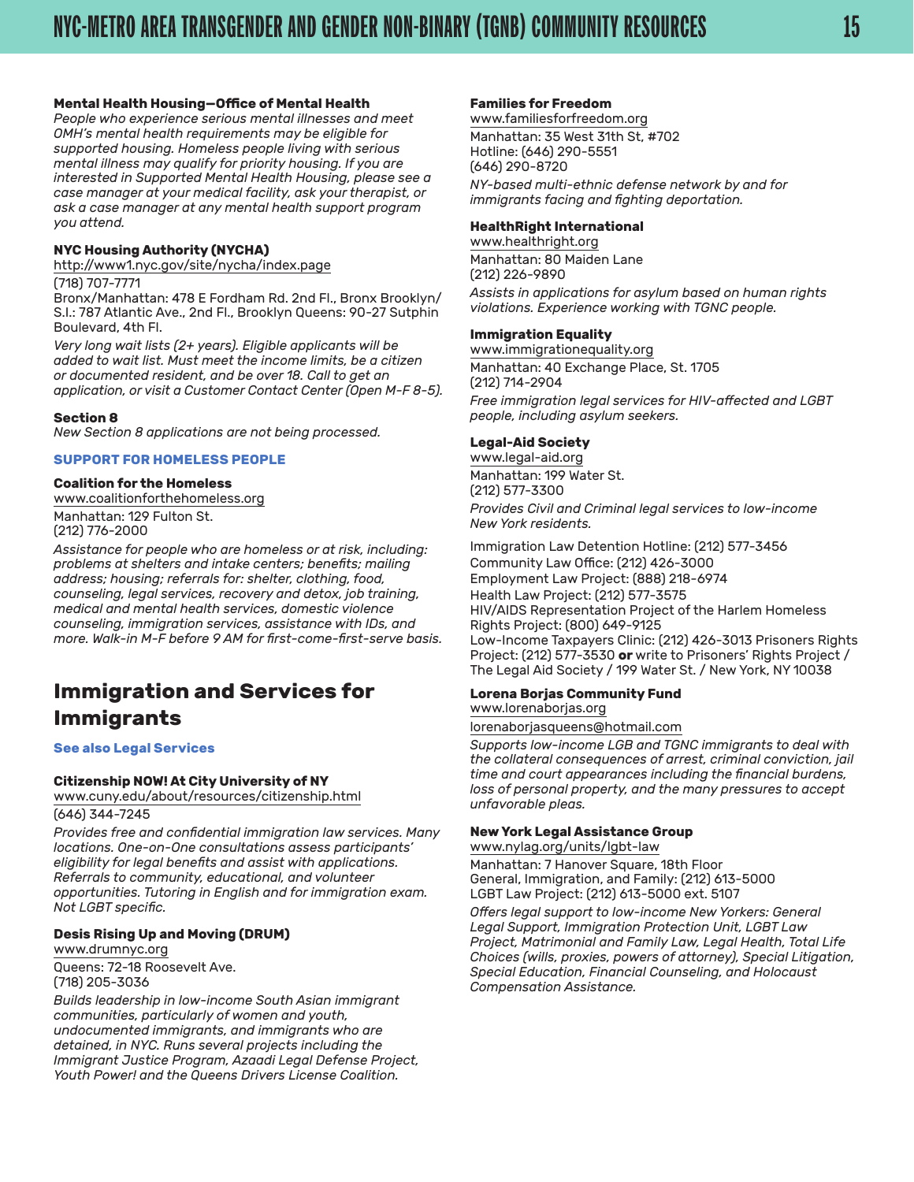**Mental Health Housing—Office of Mental Health**
*People who experience serious mental illnesses and meet OMH's mental health requirements may be eligible for supported housing. Homeless people living with serious mental illness may qualify for priority housing. If you are interested in Supported Mental Health Housing, please see a case manager at your medical facility, ask your therapist, or ask a case manager at any mental health support program you attend.*

**NYC Housing Authority (NYCHA)**
http://www1.nyc.gov/site/nycha/index.page
(718) 707-7771
Bronx/Manhattan: 478 E Fordham Rd. 2nd Fl., Bronx Brooklyn/S.I.: 787 Atlantic Ave., 2nd Fl., Brooklyn Queens: 90-27 Sutphin Boulevard, 4th Fl.
*Very long wait lists (2+ years). Eligible applicants will be added to wait list. Must meet the income limits, be a citizen or documented resident, and be over 18. Call to get an application, or visit a Customer Contact Center (Open M-F 8-5).*

**Section 8**
*New Section 8 applications are not being processed.*

### SUPPORT FOR HOMELESS PEOPLE

**Coalition for the Homeless**
www.coalitionforthehomeless.org
Manhattan: 129 Fulton St.
(212) 776-2000
*Assistance for people who are homeless or at risk, including: problems at shelters and intake centers; benefits; mailing address; housing; referrals for: shelter, clothing, food, counseling, legal services, recovery and detox, job training, medical and mental health services, domestic violence counseling, immigration services, assistance with IDs, and more. Walk-in M-F before 9 AM for first-come-first-serve basis.*

## Immigration and Services for Immigrants

**See also Legal Services**

**Citizenship NOW! At City University of NY**
www.cuny.edu/about/resources/citizenship.html
(646) 344-7245
*Provides free and confidential immigration law services. Many locations. One-on-One consultations assess participants' eligibility for legal benefits and assist with applications. Referrals to community, educational, and volunteer opportunities. Tutoring in English and for immigration exam. Not LGBT specific.*

**Desis Rising Up and Moving (DRUM)**
www.drumnyc.org
Queens: 72-18 Roosevelt Ave.
(718) 205-3036
*Builds leadership in low-income South Asian immigrant communities, particularly of women and youth, undocumented immigrants, and immigrants who are detained, in NYC. Runs several projects including the Immigrant Justice Program, Azaadi Legal Defense Project, Youth Power! and the Queens Drivers License Coalition.*

**Families for Freedom**
www.familiesforfreedom.org
Manhattan: 35 West 31th St, #702
Hotline: (646) 290-5551
(646) 290-8720
*NY-based multi-ethnic defense network by and for immigrants facing and fighting deportation.*

**HealthRight International**
www.healthright.org
Manhattan: 80 Maiden Lane
(212) 226-9890
*Assists in applications for asylum based on human rights violations. Experience working with TGNC people.*

**Immigration Equality**
www.immigrationequality.org
Manhattan: 40 Exchange Place, St. 1705
(212) 714-2904
*Free immigration legal services for HIV-affected and LGBT people, including asylum seekers.*

**Legal-Aid Society**
www.legal-aid.org
Manhattan: 199 Water St.
(212) 577-3300
*Provides Civil and Criminal legal services to low-income New York residents.*

Immigration Law Detention Hotline: (212) 577-3456
Community Law Office: (212) 426-3000
Employment Law Project: (888) 218-6974
Health Law Project: (212) 577-3575
HIV/AIDS Representation Project of the Harlem Homeless Rights Project: (800) 649-9125
Low-Income Taxpayers Clinic: (212) 426-3013 Prisoners Rights Project: (212) 577-3530 **or** write to Prisoners' Rights Project / The Legal Aid Society / 199 Water St. / New York, NY 10038

**Lorena Borjas Community Fund**
www.lorenaborjas.org
lorenaborjasqueens@hotmail.com
*Supports low-income LGB and TGNC immigrants to deal with the collateral consequences of arrest, criminal conviction, jail time and court appearances including the financial burdens, loss of personal property, and the many pressures to accept unfavorable pleas.*

**New York Legal Assistance Group**
www.nylag.org/units/lgbt-law
Manhattan: 7 Hanover Square, 18th Floor
General, Immigration, and Family: (212) 613-5000
LGBT Law Project: (212) 613-5000 ext. 5107
*Offers legal support to low-income New Yorkers: General Legal Support, Immigration Protection Unit, LGBT Law Project, Matrimonial and Family Law, Legal Health, Total Life Choices (wills, proxies, powers of attorney), Special Litigation, Special Education, Financial Counseling, and Holocaust Compensation Assistance.*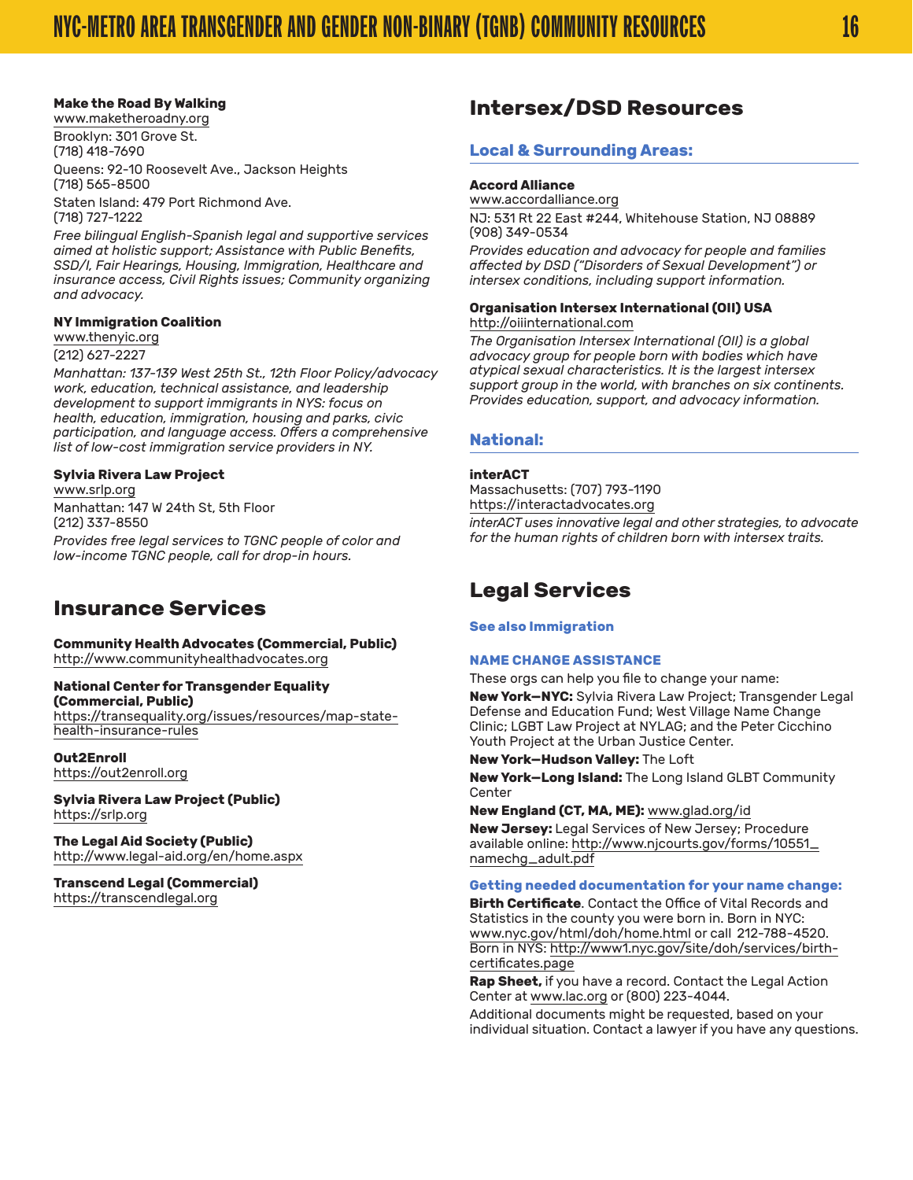**Make the Road By Walking**
www.maketheroadny.org
Brooklyn: 301 Grove St.
(718) 418-7690
Queens: 92-10 Roosevelt Ave., Jackson Heights
(718) 565-8500
Staten Island: 479 Port Richmond Ave.
(718) 727-1222
*Free bilingual English-Spanish legal and supportive services aimed at holistic support; Assistance with Public Benefits, SSD/I, Fair Hearings, Housing, Immigration, Healthcare and insurance access, Civil Rights issues; Community organizing and advocacy.*

**NY Immigration Coalition**
www.thenyic.org
(212) 627-2227
*Manhattan: 137-139 West 25th St., 12th Floor Policy/advocacy work, education, technical assistance, and leadership development to support immigrants in NYS: focus on health, education, immigration, housing and parks, civic participation, and language access. Offers a comprehensive list of low-cost immigration service providers in NY.*

**Sylvia Rivera Law Project**
www.srlp.org
Manhattan: 147 W 24th St, 5th Floor
(212) 337-8550
*Provides free legal services to TGNC people of color and low-income TGNC people, call for drop-in hours.*

## Insurance Services

**Community Health Advocates (Commercial, Public)**
http://www.communityhealthadvocates.org

**National Center for Transgender Equality (Commercial, Public)**
https://transequality.org/issues/resources/map-state-health-insurance-rules

**Out2Enroll**
https://out2enroll.org

**Sylvia Rivera Law Project (Public)**
https://srlp.org

**The Legal Aid Society (Public)**
http://www.legal-aid.org/en/home.aspx

**Transcend Legal (Commercial)**
https://transcendlegal.org

## Intersex/DSD Resources

### Local & Surrounding Areas:

**Accord Alliance**
www.accordalliance.org
NJ: 531 Rt 22 East #244, Whitehouse Station, NJ 08889
(908) 349-0534
*Provides education and advocacy for people and families affected by DSD ("Disorders of Sexual Development") or intersex conditions, including support information.*

**Organisation Intersex International (OII) USA**
http://oiiinternational.com
*The Organisation Intersex International (OII) is a global advocacy group for people born with bodies which have atypical sexual characteristics. It is the largest intersex support group in the world, with branches on six continents. Provides education, support, and advocacy information.*

### National:

**interACT**
Massachusetts: (707) 793-1190
https://interactadvocates.org
*interACT uses innovative legal and other strategies, to advocate for the human rights of children born with intersex traits.*

## Legal Services

**See also Immigration**

### NAME CHANGE ASSISTANCE

These orgs can help you file to change your name:

**New York—NYC:** Sylvia Rivera Law Project; Transgender Legal Defense and Education Fund; West Village Name Change Clinic; LGBT Law Project at NYLAG; and the Peter Cicchino Youth Project at the Urban Justice Center.

**New York—Hudson Valley:** The Loft

**New York—Long Island:** The Long Island GLBT Community Center

**New England (CT, MA, ME):** www.glad.org/id

**New Jersey:** Legal Services of New Jersey; Procedure available online: http://www.njcourts.gov/forms/10551_namechg_adult.pdf

**Getting needed documentation for your name change:**

**Birth Certificate**. Contact the Office of Vital Records and Statistics in the county you were born in. Born in NYC: www.nyc.gov/html/doh/home.html or call 212-788-4520. Born in NYS: http://www1.nyc.gov/site/doh/services/birth-certificates.page

**Rap Sheet,** if you have a record. Contact the Legal Action Center at www.lac.org or (800) 223-4044.

Additional documents might be requested, based on your individual situation. Contact a lawyer if you have any questions.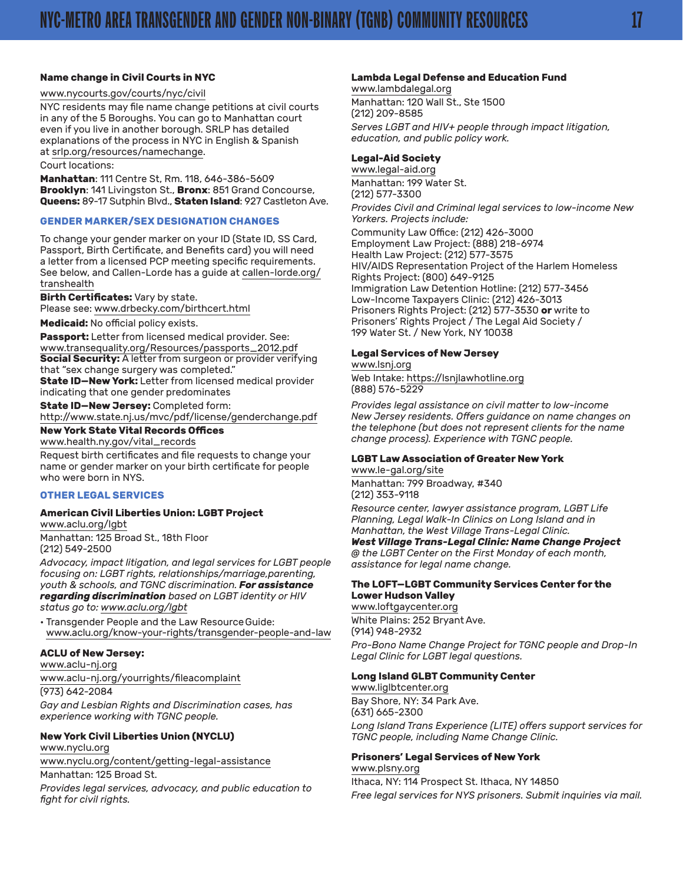**Name change in Civil Courts in NYC**

www.nycourts.gov/courts/nyc/civil

NYC residents may file name change petitions at civil courts in any of the 5 Boroughs. You can go to Manhattan court even if you live in another borough. SRLP has detailed explanations of the process in NYC in English & Spanish at srlp.org/resources/namechange.

Court locations:

**Manhattan**: 111 Centre St, Rm. 118, 646-386-5609
**Brooklyn**: 141 Livingston St., **Bronx**: 851 Grand Concourse, **Queens:** 89-17 Sutphin Blvd., **Staten Island**: 927 Castleton Ave.

## GENDER MARKER/SEX DESIGNATION CHANGES

To change your gender marker on your ID (State ID, SS Card, Passport, Birth Certificate, and Benefits card) you will need a letter from a licensed PCP meeting specific requirements. See below, and Callen-Lorde has a guide at callen-lorde.org/transhealth

**Birth Certificates:** Vary by state.
Please see: www.drbecky.com/birthcert.html

**Medicaid:** No official policy exists.

**Passport:** Letter from licensed medical provider. See: www.transequality.org/Resources/passports_2012.pdf

**Social Security:** A letter from surgeon or provider verifying that "sex change surgery was completed."

**State ID—New York:** Letter from licensed medical provider indicating that one gender predominates

**State ID—New Jersey:** Completed form:
http://www.state.nj.us/mvc/pdf/license/genderchange.pdf

**New York State Vital Records Offices**
www.health.ny.gov/vital_records

Request birth certificates and file requests to change your name or gender marker on your birth certificate for people who were born in NYS.

## OTHER LEGAL SERVICES

**American Civil Liberties Union: LGBT Project**
www.aclu.org/lgbt

Manhattan: 125 Broad St., 18th Floor
(212) 549-2500

*Advocacy, impact litigation, and legal services for LGBT people focusing on: LGBT rights, relationships/marriage, parenting, youth & schools, and TGNC discrimination.* ***For assistance regarding discrimination*** *based on LGBT identity or HIV status go to: www.aclu.org/lgbt*

- Transgender People and the Law Resource Guide: www.aclu.org/know-your-rights/transgender-people-and-law

**ACLU of New Jersey:**
www.aclu-nj.org
www.aclu-nj.org/yourrights/fileacomplaint
(973) 642-2084

*Gay and Lesbian Rights and Discrimination cases, has experience working with TGNC people.*

**New York Civil Liberties Union (NYCLU)**
www.nyclu.org
www.nyclu.org/content/getting-legal-assistance
Manhattan: 125 Broad St.

*Provides legal services, advocacy, and public education to fight for civil rights.*

**Lambda Legal Defense and Education Fund**
www.lambdalegal.org
Manhattan: 120 Wall St., Ste 1500
(212) 209-8585

*Serves LGBT and HIV+ people through impact litigation, education, and public policy work.*

**Legal-Aid Society**
www.legal-aid.org
Manhattan: 199 Water St.
(212) 577-3300

*Provides Civil and Criminal legal services to low-income New Yorkers. Projects include:*

Community Law Office: (212) 426-3000
Employment Law Project: (888) 218-6974
Health Law Project: (212) 577-3575
HIV/AIDS Representation Project of the Harlem Homeless Rights Project: (800) 649-9125
Immigration Law Detention Hotline: (212) 577-3456
Low-Income Taxpayers Clinic: (212) 426-3013
Prisoners Rights Project: (212) 577-3530 **or** write to Prisoners' Rights Project / The Legal Aid Society / 199 Water St. / New York, NY 10038

**Legal Services of New Jersey**
www.lsnj.org
Web Intake: https://lsnjlawhotline.org
(888) 576-5229

*Provides legal assistance on civil matter to low-income New Jersey residents. Offers guidance on name changes on the telephone (but does not represent clients for the name change process). Experience with TGNC people.*

**LGBT Law Association of Greater New York**
www.le-gal.org/site
Manhattan: 799 Broadway, #340
(212) 353-9118

*Resource center, lawyer assistance program, LGBT Life Planning, Legal Walk-In Clinics on Long Island and in Manhattan, the West Village Trans-Legal Clinic.*
***West Village Trans-Legal Clinic: Name Change Project*** *@ the LGBT Center on the First Monday of each month, assistance for legal name change.*

**The LOFT—LGBT Community Services Center for the Lower Hudson Valley**
www.loftgaycenter.org
White Plains: 252 Bryant Ave.
(914) 948-2932

*Pro-Bono Name Change Project for TGNC people and Drop-In Legal Clinic for LGBT legal questions.*

**Long Island GLBT Community Center**
www.liglbtcenter.org
Bay Shore, NY: 34 Park Ave.
(631) 665-2300

*Long Island Trans Experience (LITE) offers support services for TGNC people, including Name Change Clinic.*

**Prisoners' Legal Services of New York**
www.plsny.org
Ithaca, NY: 114 Prospect St. Ithaca, NY 14850

*Free legal services for NYS prisoners. Submit inquiries via mail.*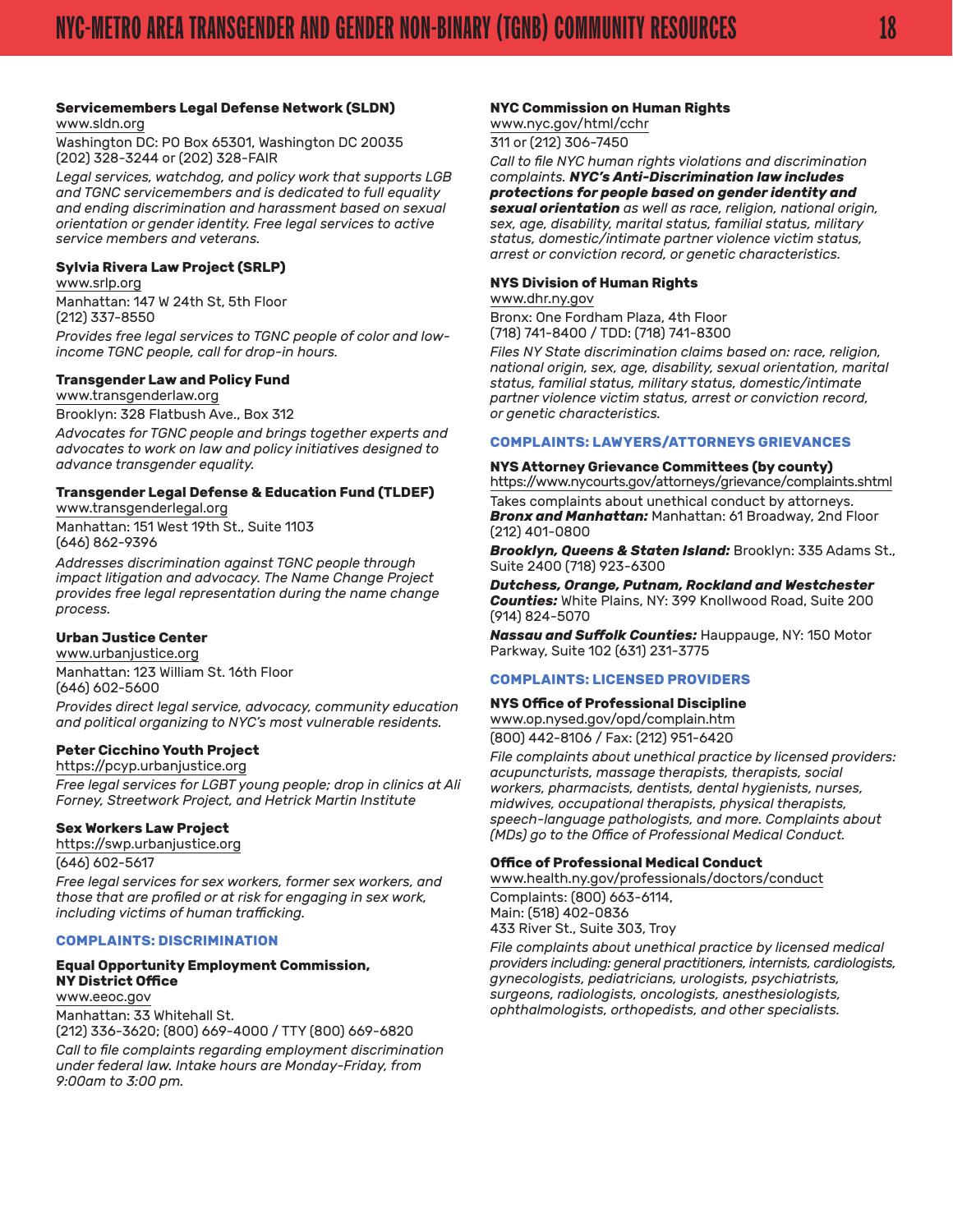**Servicemembers Legal Defense Network (SLDN)**
www.sldn.org
Washington DC: PO Box 65301, Washington DC 20035
(202) 328-3244 or (202) 328-FAIR
*Legal services, watchdog, and policy work that supports LGB and TGNC servicemembers and is dedicated to full equality and ending discrimination and harassment based on sexual orientation or gender identity. Free legal services to active service members and veterans.*

**Sylvia Rivera Law Project (SRLP)**
www.srlp.org
Manhattan: 147 W 24th St, 5th Floor
(212) 337-8550
*Provides free legal services to TGNC people of color and low-income TGNC people, call for drop-in hours.*

**Transgender Law and Policy Fund**
www.transgenderlaw.org
Brooklyn: 328 Flatbush Ave., Box 312
*Advocates for TGNC people and brings together experts and advocates to work on law and policy initiatives designed to advance transgender equality.*

**Transgender Legal Defense & Education Fund (TLDEF)**
www.transgenderlegal.org
Manhattan: 151 West 19th St., Suite 1103
(646) 862-9396
*Addresses discrimination against TGNC people through impact litigation and advocacy. The Name Change Project provides free legal representation during the name change process.*

**Urban Justice Center**
www.urbanjustice.org
Manhattan: 123 William St. 16th Floor
(646) 602-5600
*Provides direct legal service, advocacy, community education and political organizing to NYC's most vulnerable residents.*

**Peter Cicchino Youth Project**
https://pcyp.urbanjustice.org
*Free legal services for LGBT young people; drop in clinics at Ali Forney, Streetwork Project, and Hetrick Martin Institute*

**Sex Workers Law Project**
https://swp.urbanjustice.org
(646) 602-5617
*Free legal services for sex workers, former sex workers, and those that are profiled or at risk for engaging in sex work, including victims of human trafficking.*

## COMPLAINTS: DISCRIMINATION

**Equal Opportunity Employment Commission, NY District Office**
www.eeoc.gov
Manhattan: 33 Whitehall St.
(212) 336-3620; (800) 669-4000 / TTY (800) 669-6820
*Call to file complaints regarding employment discrimination under federal law. Intake hours are Monday-Friday, from 9:00am to 3:00 pm.*

**NYC Commission on Human Rights**
www.nyc.gov/html/cchr
311 or (212) 306-7450
*Call to file NYC human rights violations and discrimination complaints.* ***NYC's Anti-Discrimination law includes protections for people based on gender identity and sexual orientation*** *as well as race, religion, national origin, sex, age, disability, marital status, familial status, military status, domestic/intimate partner violence victim status, arrest or conviction record, or genetic characteristics.*

**NYS Division of Human Rights**
www.dhr.ny.gov
Bronx: One Fordham Plaza, 4th Floor
(718) 741-8400 / TDD: (718) 741-8300
*Files NY State discrimination claims based on: race, religion, national origin, sex, age, disability, sexual orientation, marital status, familial status, military status, domestic/intimate partner violence victim status, arrest or conviction record, or genetic characteristics.*

## COMPLAINTS: LAWYERS/ATTORNEYS GRIEVANCES

**NYS Attorney Grievance Committees (by county)**
https://www.nycourts.gov/attorneys/grievance/complaints.shtml
Takes complaints about unethical conduct by attorneys.
***Bronx and Manhattan:*** Manhattan: 61 Broadway, 2nd Floor (212) 401-0800

***Brooklyn, Queens & Staten Island:*** Brooklyn: 335 Adams St., Suite 2400 (718) 923-6300

***Dutchess, Orange, Putnam, Rockland and Westchester Counties:*** White Plains, NY: 399 Knollwood Road, Suite 200 (914) 824-5070

***Nassau and Suffolk Counties:*** Hauppauge, NY: 150 Motor Parkway, Suite 102 (631) 231-3775

## COMPLAINTS: LICENSED PROVIDERS

**NYS Office of Professional Discipline**
www.op.nysed.gov/opd/complain.htm
(800) 442-8106 / Fax: (212) 951-6420
*File complaints about unethical practice by licensed providers: acupuncturists, massage therapists, therapists, social workers, pharmacists, dentists, dental hygienists, nurses, midwives, occupational therapists, physical therapists, speech-language pathologists, and more. Complaints about (MDs) go to the Office of Professional Medical Conduct.*

**Office of Professional Medical Conduct**
www.health.ny.gov/professionals/doctors/conduct
Complaints: (800) 663-6114,
Main: (518) 402-0836
433 River St., Suite 303, Troy
*File complaints about unethical practice by licensed medical providers including: general practitioners, internists, cardiologists, gynecologists, pediatricians, urologists, psychiatrists, surgeons, radiologists, oncologists, anesthesiologists, ophthalmologists, orthopedists, and other specialists.*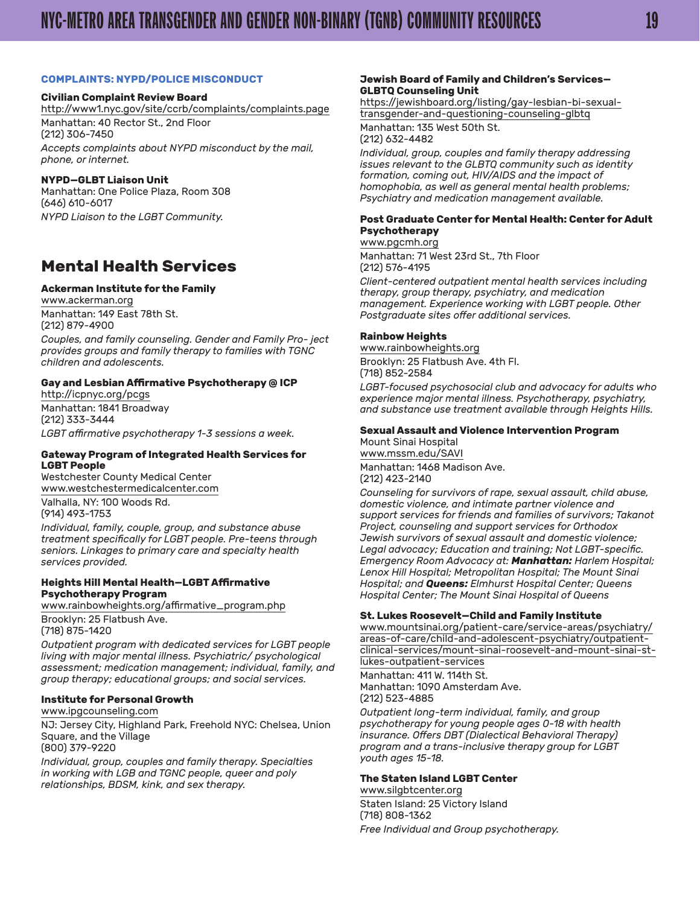### COMPLAINTS: NYPD/POLICE MISCONDUCT

**Civilian Complaint Review Board**
http://www1.nyc.gov/site/ccrb/complaints/complaints.page
Manhattan: 40 Rector St., 2nd Floor
(212) 306-7450
*Accepts complaints about NYPD misconduct by the mail, phone, or internet.*

**NYPD—GLBT Liaison Unit**
Manhattan: One Police Plaza, Room 308
(646) 610-6017
*NYPD Liaison to the LGBT Community.*

## Mental Health Services

**Ackerman Institute for the Family**
www.ackerman.org
Manhattan: 149 East 78th St.
(212) 879-4900
*Couples, and family counseling. Gender and Family Pro- ject provides groups and family therapy to families with TGNC children and adolescents.*

**Gay and Lesbian Affirmative Psychotherapy @ ICP**
http://icpnyc.org/pcgs
Manhattan: 1841 Broadway
(212) 333-3444
*LGBT affirmative psychotherapy 1-3 sessions a week.*

**Gateway Program of Integrated Health Services for LGBT People**
Westchester County Medical Center
www.westchestermedicalcenter.com
Valhalla, NY: 100 Woods Rd.
(914) 493-1753
*Individual, family, couple, group, and substance abuse treatment specifically for LGBT people. Pre-teens through seniors. Linkages to primary care and specialty health services provided.*

**Heights Hill Mental Health—LGBT Affirmative Psychotherapy Program**
www.rainbowheights.org/affirmative_program.php
Brooklyn: 25 Flatbush Ave.
(718) 875-1420
*Outpatient program with dedicated services for LGBT people living with major mental illness. Psychiatric/ psychological assessment; medication management; individual, family, and group therapy; educational groups; and social services.*

**Institute for Personal Growth**
www.ipgcounseling.com
NJ: Jersey City, Highland Park, Freehold NYC: Chelsea, Union Square, and the Village
(800) 379-9220
*Individual, group, couples and family therapy. Specialties in working with LGB and TGNC people, queer and poly relationships, BDSM, kink, and sex therapy.*

**Jewish Board of Family and Children's Services—GLBTQ Counseling Unit**
https://jewishboard.org/listing/gay-lesbian-bi-sexual-transgender-and-questioning-counseling-glbtq
Manhattan: 135 West 50th St.
(212) 632-4482
*Individual, group, couples and family therapy addressing issues relevant to the GLBTQ community such as identity formation, coming out, HIV/AIDS and the impact of homophobia, as well as general mental health problems; Psychiatry and medication management available.*

**Post Graduate Center for Mental Health: Center for Adult Psychotherapy**
www.pgcmh.org
Manhattan: 71 West 23rd St., 7th Floor
(212) 576-4195
*Client-centered outpatient mental health services including therapy, group therapy, psychiatry, and medication management. Experience working with LGBT people. Other Postgraduate sites offer additional services.*

**Rainbow Heights**
www.rainbowheights.org
Brooklyn: 25 Flatbush Ave. 4th Fl.
(718) 852-2584
*LGBT-focused psychosocial club and advocacy for adults who experience major mental illness. Psychotherapy, psychiatry, and substance use treatment available through Heights Hills.*

**Sexual Assault and Violence Intervention Program**
Mount Sinai Hospital
www.mssm.edu/SAVI
Manhattan: 1468 Madison Ave.
(212) 423-2140
*Counseling for survivors of rape, sexual assault, child abuse, domestic violence, and intimate partner violence and support services for friends and families of survivors; Takanot Project, counseling and support services for Orthodox Jewish survivors of sexual assault and domestic violence; Legal advocacy; Education and training; Not LGBT-specific. Emergency Room Advocacy at:* ***Manhattan:*** *Harlem Hospital; Lenox Hill Hospital; Metropolitan Hospital; The Mount Sinai Hospital; and* ***Queens:*** *Elmhurst Hospital Center; Queens Hospital Center; The Mount Sinai Hospital of Queens*

**St. Lukes Roosevelt—Child and Family Institute**
www.mountsinai.org/patient-care/service-areas/psychiatry/areas-of-care/child-and-adolescent-psychiatry/outpatient-clinical-services/mount-sinai-roosevelt-and-mount-sinai-st-lukes-outpatient-services
Manhattan: 411 W. 114th St.
Manhattan: 1090 Amsterdam Ave.
(212) 523-4885
*Outpatient long-term individual, family, and group psychotherapy for young people ages 0-18 with health insurance. Offers DBT (Dialectical Behavioral Therapy) program and a trans-inclusive therapy group for LGBT youth ages 15-18.*

**The Staten Island LGBT Center**
www.silgbtcenter.org
Staten Island: 25 Victory Island
(718) 808-1362
*Free Individual and Group psychotherapy.*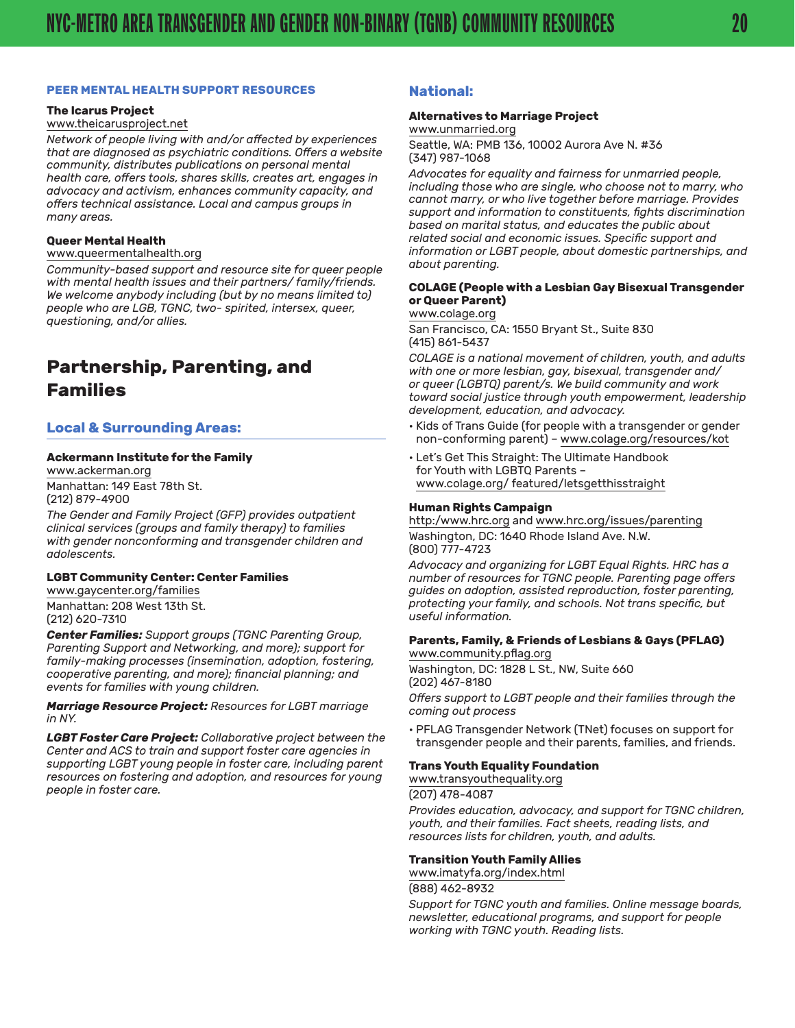#### PEER MENTAL HEALTH SUPPORT RESOURCES

**The Icarus Project**
www.theicarusproject.net

*Network of people living with and/or affected by experiences that are diagnosed as psychiatric conditions. Offers a website community, distributes publications on personal mental health care, offers tools, shares skills, creates art, engages in advocacy and activism, enhances community capacity, and offers technical assistance. Local and campus groups in many areas.*

**Queer Mental Health**
www.queermentalhealth.org

*Community-based support and resource site for queer people with mental health issues and their partners/ family/friends. We welcome anybody including (but by no means limited to) people who are LGB, TGNC, two- spirited, intersex, queer, questioning, and/or allies.*

## Partnership, Parenting, and Families

### Local & Surrounding Areas:

**Ackermann Institute for the Family**
www.ackerman.org
Manhattan: 149 East 78th St.
(212) 879-4900

*The Gender and Family Project (GFP) provides outpatient clinical services (groups and family therapy) to families with gender nonconforming and transgender children and adolescents.*

**LGBT Community Center: Center Families**
www.gaycenter.org/families
Manhattan: 208 West 13th St.
(212) 620-7310

***Center Families:*** *Support groups (TGNC Parenting Group, Parenting Support and Networking, and more); support for family-making processes (insemination, adoption, fostering, cooperative parenting, and more); financial planning; and events for families with young children.*

***Marriage Resource Project:*** *Resources for LGBT marriage in NY.*

***LGBT Foster Care Project:*** *Collaborative project between the Center and ACS to train and support foster care agencies in supporting LGBT young people in foster care, including parent resources on fostering and adoption, and resources for young people in foster care.*

### National:

**Alternatives to Marriage Project**
www.unmarried.org
Seattle, WA: PMB 136, 10002 Aurora Ave N. #36
(347) 987-1068

*Advocates for equality and fairness for unmarried people, including those who are single, who choose not to marry, who cannot marry, or who live together before marriage. Provides support and information to constituents, fights discrimination based on marital status, and educates the public about related social and economic issues. Specific support and information or LGBT people, about domestic partnerships, and about parenting.*

**COLAGE (People with a Lesbian Gay Bisexual Transgender or Queer Parent)**
www.colage.org
San Francisco, CA: 1550 Bryant St., Suite 830
(415) 861-5437

*COLAGE is a national movement of children, youth, and adults with one or more lesbian, gay, bisexual, transgender and/ or queer (LGBTQ) parent/s. We build community and work toward social justice through youth empowerment, leadership development, education, and advocacy.*

- Kids of Trans Guide (for people with a transgender or gender non-conforming parent) – www.colage.org/resources/kot
- Let's Get This Straight: The Ultimate Handbook for Youth with LGBTQ Parents – www.colage.org/ featured/letsgetthisstraight

**Human Rights Campaign**
http:/www.hrc.org and www.hrc.org/issues/parenting
Washington, DC: 1640 Rhode Island Ave. N.W.
(800) 777-4723

*Advocacy and organizing for LGBT Equal Rights. HRC has a number of resources for TGNC people. Parenting page offers guides on adoption, assisted reproduction, foster parenting, protecting your family, and schools. Not trans specific, but useful information.*

**Parents, Family, & Friends of Lesbians & Gays (PFLAG)**
www.community.pflag.org
Washington, DC: 1828 L St., NW, Suite 660
(202) 467-8180

*Offers support to LGBT people and their families through the coming out process*

- PFLAG Transgender Network (TNet) focuses on support for transgender people and their parents, families, and friends.

**Trans Youth Equality Foundation**
www.transyouthequality.org
(207) 478-4087

*Provides education, advocacy, and support for TGNC children, youth, and their families. Fact sheets, reading lists, and resources lists for children, youth, and adults.*

**Transition Youth Family Allies**
www.imatyfa.org/index.html
(888) 462-8932

*Support for TGNC youth and families. Online message boards, newsletter, educational programs, and support for people working with TGNC youth. Reading lists.*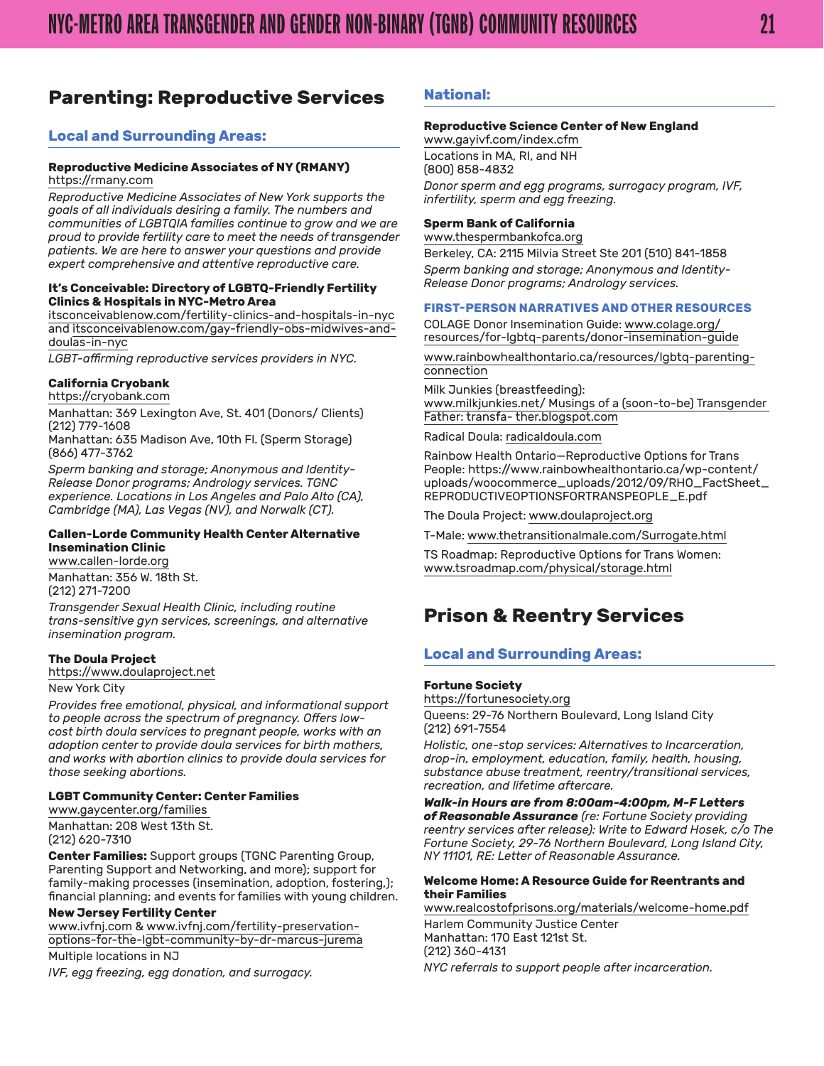## Parenting: Reproductive Services

### Local and Surrounding Areas:

**Reproductive Medicine Associates of NY (RMANY)**
https://rmany.com

*Reproductive Medicine Associates of New York supports the goals of all individuals desiring a family. The numbers and communities of LGBTQIA families continue to grow and we are proud to provide fertility care to meet the needs of transgender patients. We are here to answer your questions and provide expert comprehensive and attentive reproductive care.*

**It's Conceivable: Directory of LGBTQ-Friendly Fertility Clinics & Hospitals in NYC-Metro Area**
itsconceivablenow.com/fertility-clinics-and-hospitals-in-nyc and itsconceivablenow.com/gay-friendly-obs-midwives-and-doulas-in-nyc

*LGBT-affirming reproductive services providers in NYC.*

**California Cryobank**
https://cryobank.com

Manhattan: 369 Lexington Ave, St. 401 (Donors/ Clients)
(212) 779-1608
Manhattan: 635 Madison Ave, 10th Fl. (Sperm Storage)
(866) 477-3762

*Sperm banking and storage; Anonymous and Identity-Release Donor programs; Andrology services. TGNC experience. Locations in Los Angeles and Palo Alto (CA), Cambridge (MA), Las Vegas (NV), and Norwalk (CT).*

**Callen-Lorde Community Health Center Alternative Insemination Clinic**
www.callen-lorde.org

Manhattan: 356 W. 18th St.
(212) 271-7200

*Transgender Sexual Health Clinic, including routine trans-sensitive gyn services, screenings, and alternative insemination program.*

**The Doula Project**
https://www.doulaproject.net

New York City

*Provides free emotional, physical, and informational support to people across the spectrum of pregnancy. Offers low-cost birth doula services to pregnant people, works with an adoption center to provide doula services for birth mothers, and works with abortion clinics to provide doula services for those seeking abortions.*

**LGBT Community Center: Center Families**
www.gaycenter.org/families

Manhattan: 208 West 13th St.
(212) 620-7310

**Center Families:** Support groups (TGNC Parenting Group, Parenting Support and Networking, and more); support for family-making processes (insemination, adoption, fostering,); financial planning; and events for families with young children.

**New Jersey Fertility Center**
www.ivfnj.com & www.ivfnj.com/fertility-preservation-options-for-the-lgbt-community-by-dr-marcus-jurema

Multiple locations in NJ

*IVF, egg freezing, egg donation, and surrogacy.*

### National:

**Reproductive Science Center of New England**
www.gayivf.com/index.cfm

Locations in MA, RI, and NH
(800) 858-4832

*Donor sperm and egg programs, surrogacy program, IVF, infertility, sperm and egg freezing.*

**Sperm Bank of California**
www.thespermbankofca.org

Berkeley, CA: 2115 Milvia Street Ste 201 (510) 841-1858

*Sperm banking and storage; Anonymous and Identity-Release Donor programs; Andrology services.*

#### FIRST-PERSON NARRATIVES AND OTHER RESOURCES

COLAGE Donor Insemination Guide: www.colage.org/resources/for-lgbtq-parents/donor-insemination-guide

www.rainbowhealthontario.ca/resources/lgbtq-parenting-connection

Milk Junkies (breastfeeding):
www.milkjunkies.net/ Musings of a (soon-to-be) Transgender Father: transfa- ther.blogspot.com

Radical Doula: radicaldoula.com

Rainbow Health Ontario—Reproductive Options for Trans People: https://www.rainbowhealthontario.ca/wp-content/uploads/woocommerce_uploads/2012/09/RHO_FactSheet_REPRODUCTIVEOPTIONSFORTRANSPEOPLE_E.pdf

The Doula Project: www.doulaproject.org

T-Male: www.thetransitionalmale.com/Surrogate.html

TS Roadmap: Reproductive Options for Trans Women: www.tsroadmap.com/physical/storage.html

## Prison & Reentry Services

### Local and Surrounding Areas:

**Fortune Society**
https://fortunesociety.org

Queens: 29-76 Northern Boulevard, Long Island City
(212) 691-7554

*Holistic, one-stop services: Alternatives to Incarceration, drop-in, employment, education, family, health, housing, substance abuse treatment, reentry/transitional services, recreation, and lifetime aftercare.*

***Walk-in Hours are from 8:00am-4:00pm, M-F Letters of Reasonable Assurance*** *(re: Fortune Society providing reentry services after release): Write to Edward Hosek, c/o The Fortune Society, 29-76 Northern Boulevard, Long Island City, NY 11101, RE: Letter of Reasonable Assurance.*

**Welcome Home: A Resource Guide for Reentrants and their Families**
www.realcostofprisons.org/materials/welcome-home.pdf

Harlem Community Justice Center
Manhattan: 170 East 121st St.
(212) 360-4131

*NYC referrals to support people after incarceration.*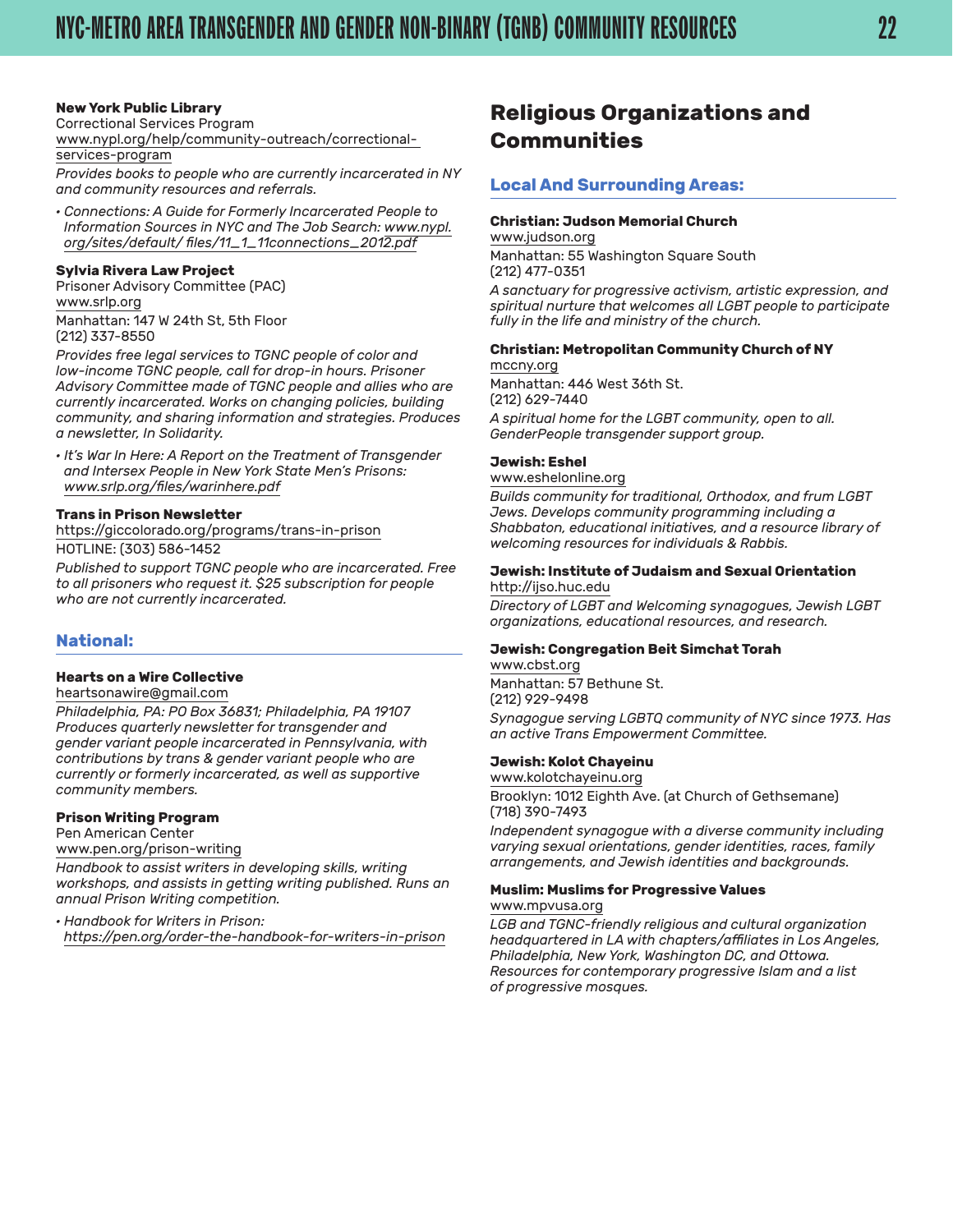**New York Public Library**
Correctional Services Program
www.nypl.org/help/community-outreach/correctional-services-program

*Provides books to people who are currently incarcerated in NY and community resources and referrals.*

- *Connections: A Guide for Formerly Incarcerated People to Information Sources in NYC and The Job Search: www.nypl.org/sites/default/ files/11_1_11connections_2012.pdf*

**Sylvia Rivera Law Project**
Prisoner Advisory Committee (PAC)
www.srlp.org
Manhattan: 147 W 24th St, 5th Floor
(212) 337-8550

*Provides free legal services to TGNC people of color and low-income TGNC people, call for drop-in hours. Prisoner Advisory Committee made of TGNC people and allies who are currently incarcerated. Works on changing policies, building community, and sharing information and strategies. Produces a newsletter, In Solidarity.*

- *It's War In Here: A Report on the Treatment of Transgender and Intersex People in New York State Men's Prisons: www.srlp.org/files/warinhere.pdf*

**Trans in Prison Newsletter**
https://giccolorado.org/programs/trans-in-prison
HOTLINE: (303) 586-1452

*Published to support TGNC people who are incarcerated. Free to all prisoners who request it. $25 subscription for people who are not currently incarcerated.*

### National:

**Hearts on a Wire Collective**
heartsonawire@gmail.com
*Philadelphia, PA: PO Box 36831; Philadelphia, PA 19107 Produces quarterly newsletter for transgender and gender variant people incarcerated in Pennsylvania, with contributions by trans & gender variant people who are currently or formerly incarcerated, as well as supportive community members.*

**Prison Writing Program**
Pen American Center
www.pen.org/prison-writing

*Handbook to assist writers in developing skills, writing workshops, and assists in getting writing published. Runs an annual Prison Writing competition.*

- *Handbook for Writers in Prison: https://pen.org/order-the-handbook-for-writers-in-prison*

## Religious Organizations and Communities

### Local And Surrounding Areas:

**Christian: Judson Memorial Church**
www.judson.org
Manhattan: 55 Washington Square South
(212) 477-0351

*A sanctuary for progressive activism, artistic expression, and spiritual nurture that welcomes all LGBT people to participate fully in the life and ministry of the church.*

**Christian: Metropolitan Community Church of NY**
mccny.org
Manhattan: 446 West 36th St.
(212) 629-7440

*A spiritual home for the LGBT community, open to all. GenderPeople transgender support group.*

**Jewish: Eshel**
www.eshelonline.org

*Builds community for traditional, Orthodox, and frum LGBT Jews. Develops community programming including a Shabbaton, educational initiatives, and a resource library of welcoming resources for individuals & Rabbis.*

**Jewish: Institute of Judaism and Sexual Orientation**
http://ijso.huc.edu

*Directory of LGBT and Welcoming synagogues, Jewish LGBT organizations, educational resources, and research.*

**Jewish: Congregation Beit Simchat Torah**
www.cbst.org
Manhattan: 57 Bethune St.
(212) 929-9498

*Synagogue serving LGBTQ community of NYC since 1973. Has an active Trans Empowerment Committee.*

**Jewish: Kolot Chayeinu**
www.kolotchayeinu.org
Brooklyn: 1012 Eighth Ave. (at Church of Gethsemane)
(718) 390-7493

*Independent synagogue with a diverse community including varying sexual orientations, gender identities, races, family arrangements, and Jewish identities and backgrounds.*

**Muslim: Muslims for Progressive Values**
www.mpvusa.org

*LGB and TGNC-friendly religious and cultural organization headquartered in LA with chapters/affiliates in Los Angeles, Philadelphia, New York, Washington DC, and Ottowa. Resources for contemporary progressive Islam and a list of progressive mosques.*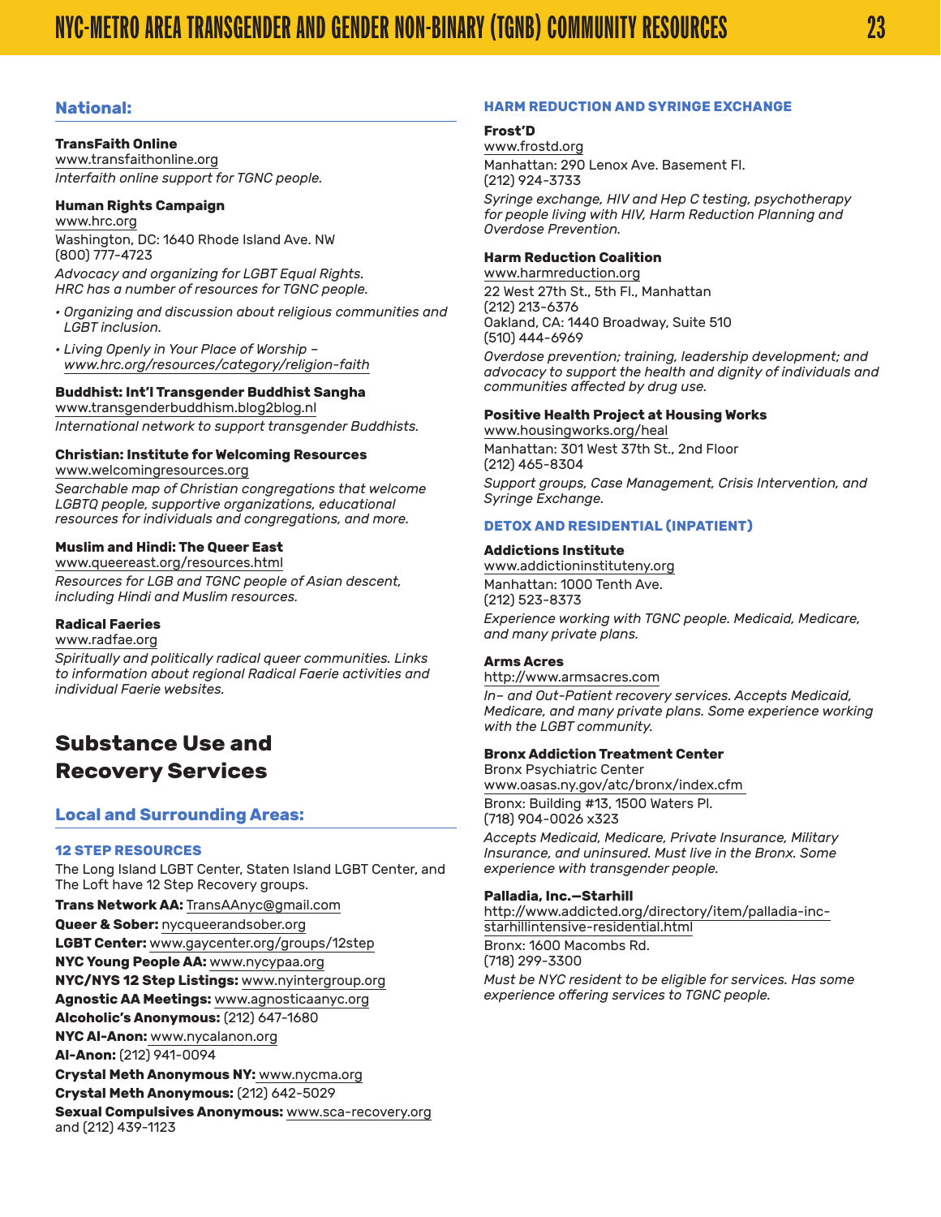## National:

**TransFaith Online**
www.transfaithonline.org
*Interfaith online support for TGNC people.*

**Human Rights Campaign**
www.hrc.org
Washington, DC: 1640 Rhode Island Ave. NW
(800) 777-4723
*Advocacy and organizing for LGBT Equal Rights. HRC has a number of resources for TGNC people.*

- *Organizing and discussion about religious communities and LGBT inclusion.*
- *Living Openly in Your Place of Worship – www.hrc.org/resources/category/religion-faith*

**Buddhist: Int'l Transgender Buddhist Sangha**
www.transgenderbuddhism.blog2blog.nl
*International network to support transgender Buddhists.*

**Christian: Institute for Welcoming Resources**
www.welcomingresources.org
*Searchable map of Christian congregations that welcome LGBTQ people, supportive organizations, educational resources for individuals and congregations, and more.*

**Muslim and Hindi: The Queer East**
www.queereast.org/resources.html
*Resources for LGB and TGNC people of Asian descent, including Hindi and Muslim resources.*

**Radical Faeries**
www.radfae.org
*Spiritually and politically radical queer communities. Links to information about regional Radical Faerie activities and individual Faerie websites.*

# Substance Use and Recovery Services

## Local and Surrounding Areas:

### 12 STEP RESOURCES

The Long Island LGBT Center, Staten Island LGBT Center, and The Loft have 12 Step Recovery groups.

**Trans Network AA:** TransAAnyc@gmail.com
**Queer & Sober:** nycqueerandsober.org
**LGBT Center:** www.gaycenter.org/groups/12step
**NYC Young People AA:** www.nycypaa.org
**NYC/NYS 12 Step Listings:** www.nyintergroup.org
**Agnostic AA Meetings:** www.agnosticaanyc.org
**Alcoholic's Anonymous:** (212) 647-1680
**NYC Al-Anon:** www.nycalanon.org
**Al-Anon:** (212) 941-0094
**Crystal Meth Anonymous NY:** www.nycma.org
**Crystal Meth Anonymous:** (212) 642-5029
**Sexual Compulsives Anonymous:** www.sca-recovery.org and (212) 439-1123

### HARM REDUCTION AND SYRINGE EXCHANGE

**Frost'D**
www.frostd.org
Manhattan: 290 Lenox Ave. Basement Fl.
(212) 924-3733
*Syringe exchange, HIV and Hep C testing, psychotherapy for people living with HIV, Harm Reduction Planning and Overdose Prevention.*

**Harm Reduction Coalition**
www.harmreduction.org
22 West 27th St., 5th Fl., Manhattan
(212) 213-6376
Oakland, CA: 1440 Broadway, Suite 510
(510) 444-6969
*Overdose prevention; training, leadership development; and advocacy to support the health and dignity of individuals and communities affected by drug use.*

**Positive Health Project at Housing Works**
www.housingworks.org/heal
Manhattan: 301 West 37th St., 2nd Floor
(212) 465-8304
*Support groups, Case Management, Crisis Intervention, and Syringe Exchange.*

### DETOX AND RESIDENTIAL (INPATIENT)

**Addictions Institute**
www.addictioninstituteny.org
Manhattan: 1000 Tenth Ave.
(212) 523-8373
*Experience working with TGNC people. Medicaid, Medicare, and many private plans.*

**Arms Acres**
http://www.armsacres.com
*In– and Out-Patient recovery services. Accepts Medicaid, Medicare, and many private plans. Some experience working with the LGBT community.*

**Bronx Addiction Treatment Center**
Bronx Psychiatric Center
www.oasas.ny.gov/atc/bronx/index.cfm
Bronx: Building #13, 1500 Waters Pl.
(718) 904-0026 x323
*Accepts Medicaid, Medicare, Private Insurance, Military Insurance, and uninsured. Must live in the Bronx. Some experience with transgender people.*

**Palladia, Inc.—Starhill**
http://www.addicted.org/directory/item/palladia-inc-starhillintensive-residential.html
Bronx: 1600 Macombs Rd.
(718) 299-3300
*Must be NYC resident to be eligible for services. Has some experience offering services to TGNC people.*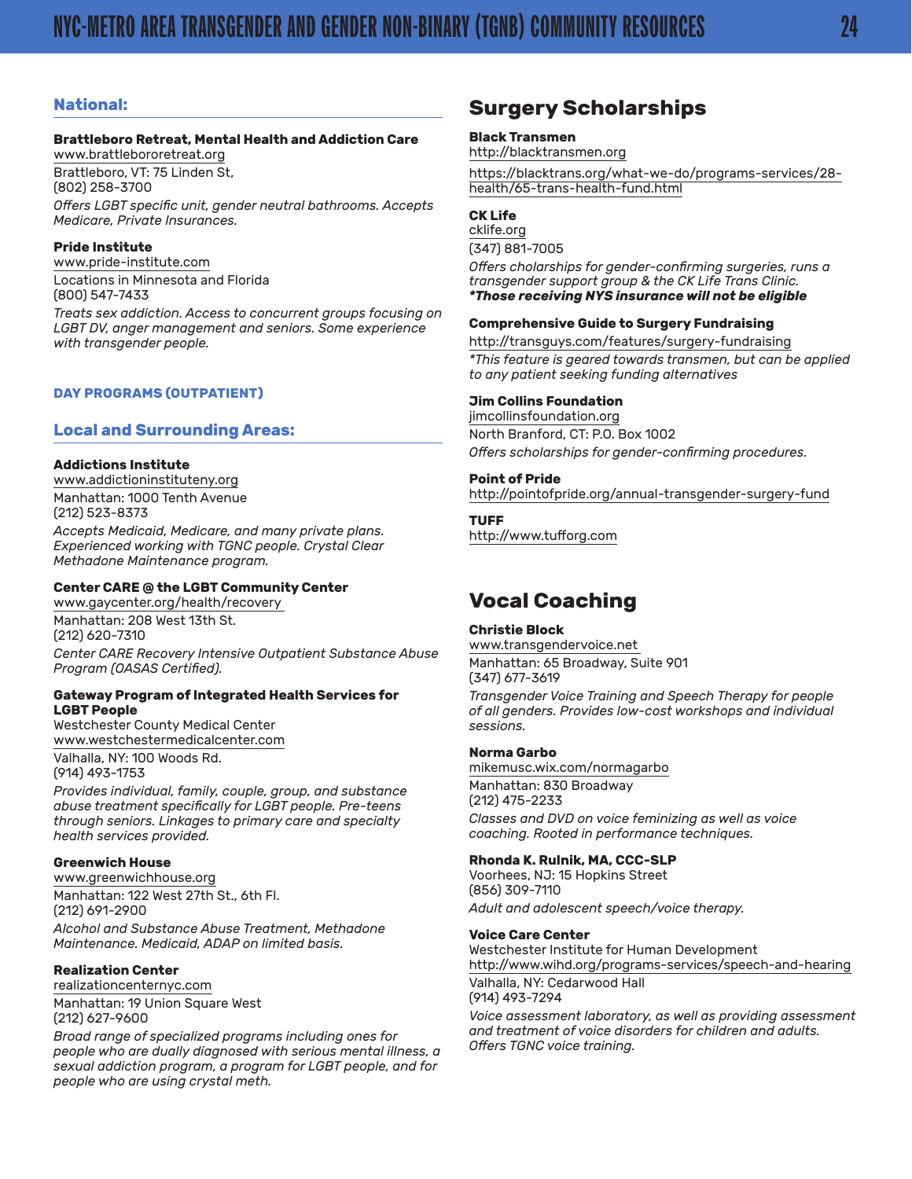### National:

**Brattleboro Retreat, Mental Health and Addiction Care**
www.brattlebororetreat.org
Brattleboro, VT: 75 Linden St,
(802) 258-3700
*Offers LGBT specific unit, gender neutral bathrooms. Accepts Medicare, Private Insurances.*

**Pride Institute**
www.pride-institute.com
Locations in Minnesota and Florida
(800) 547-7433
*Treats sex addiction. Access to concurrent groups focusing on LGBT DV, anger management and seniors. Some experience with transgender people.*

#### DAY PROGRAMS (OUTPATIENT)

### Local and Surrounding Areas:

**Addictions Institute**
www.addictioninstituteny.org
Manhattan: 1000 Tenth Avenue
(212) 523-8373
*Accepts Medicaid, Medicare, and many private plans. Experienced working with TGNC people. Crystal Clear Methadone Maintenance program.*

**Center CARE @ the LGBT Community Center**
www.gaycenter.org/health/recovery
Manhattan: 208 West 13th St.
(212) 620-7310
*Center CARE Recovery Intensive Outpatient Substance Abuse Program (OASAS Certified).*

**Gateway Program of Integrated Health Services for LGBT People**
Westchester County Medical Center
www.westchestermedicalcenter.com
Valhalla, NY: 100 Woods Rd.
(914) 493-1753
*Provides individual, family, couple, group, and substance abuse treatment specifically for LGBT people. Pre-teens through seniors. Linkages to primary care and specialty health services provided.*

**Greenwich House**
www.greenwichhouse.org
Manhattan: 122 West 27th St., 6th Fl.
(212) 691-2900
*Alcohol and Substance Abuse Treatment, Methadone Maintenance. Medicaid, ADAP on limited basis.*

**Realization Center**
realizationcenternyc.com
Manhattan: 19 Union Square West
(212) 627-9600
*Broad range of specialized programs including ones for people who are dually diagnosed with serious mental illness, a sexual addiction program, a program for LGBT people, and for people who are using crystal meth.*

## Surgery Scholarships

**Black Transmen**
http://blacktransmen.org
https://blacktrans.org/what-we-do/programs-services/28-health/65-trans-health-fund.html

**CK Life**
cklife.org
(347) 881-7005
*Offers cholarships for gender-confirming surgeries, runs a transgender support group & the CK Life Trans Clinic.*
***Those receiving NYS insurance will not be eligible***

**Comprehensive Guide to Surgery Fundraising**
http://transguys.com/features/surgery-fundraising
**This feature is geared towards transmen, but can be applied to any patient seeking funding alternatives*

**Jim Collins Foundation**
jimcollinsfoundation.org
North Branford, CT: P.O. Box 1002
*Offers scholarships for gender-confirming procedures.*

**Point of Pride**
http://pointofpride.org/annual-transgender-surgery-fund

**TUFF**
http://www.tufforg.com

## Vocal Coaching

**Christie Block**
www.transgendervoice.net
Manhattan: 65 Broadway, Suite 901
(347) 677-3619
*Transgender Voice Training and Speech Therapy for people of all genders. Provides low-cost workshops and individual sessions.*

**Norma Garbo**
mikemusc.wix.com/normagarbo
Manhattan: 830 Broadway
(212) 475-2233
*Classes and DVD on voice feminizing as well as voice coaching. Rooted in performance techniques.*

**Rhonda K. Rulnik, MA, CCC-SLP**
Voorhees, NJ: 15 Hopkins Street
(856) 309-7110
*Adult and adolescent speech/voice therapy.*

**Voice Care Center**
Westchester Institute for Human Development
http://www.wihd.org/programs-services/speech-and-hearing
Valhalla, NY: Cedarwood Hall
(914) 493-7294
*Voice assessment laboratory, as well as providing assessment and treatment of voice disorders for children and adults. Offers TGNC voice training.*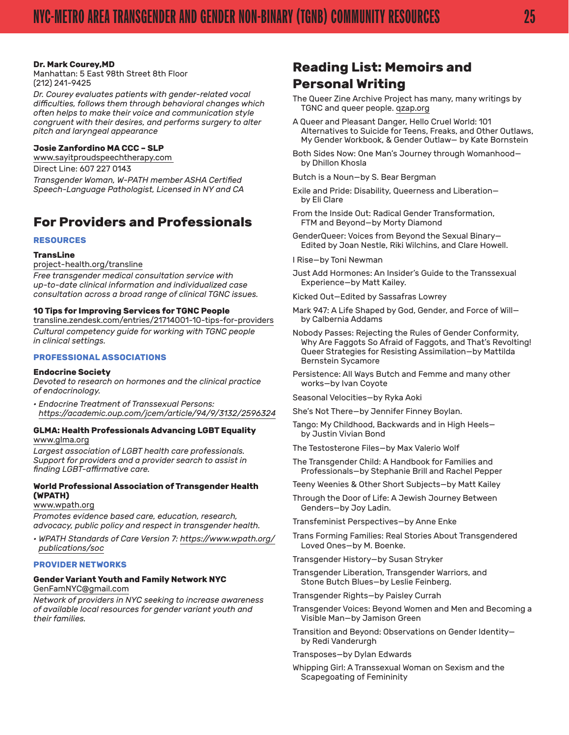**Dr. Mark Courey,MD**
Manhattan: 5 East 98th Street 8th Floor
(212) 241-9425
*Dr. Courey evaluates patients with gender-related vocal difficulties, follows them through behavioral changes which often helps to make their voice and communication style congruent with their desires, and performs surgery to alter pitch and laryngeal appearance*

**Josie Zanfordino MA CCC – SLP**
www.sayitproudspeechtherapy.com
Direct Line: 607 227 0143
*Transgender Woman, W-PATH member ASHA Certified Speech-Language Pathologist, Licensed in NY and CA*

## For Providers and Professionals

### RESOURCES

**TransLine**
project-health.org/transline
*Free transgender medical consultation service with up-to-date clinical information and individualized case consultation across a broad range of clinical TGNC issues.*

**10 Tips for Improving Services for TGNC People**
transline.zendesk.com/entries/21714001-10-tips-for-providers
*Cultural competency guide for working with TGNC people in clinical settings.*

### PROFESSIONAL ASSOCIATIONS

**Endocrine Society**
*Devoted to research on hormones and the clinical practice of endocrinology.*

- *Endocrine Treatment of Transsexual Persons: https://academic.oup.com/jcem/article/94/9/3132/2596324*

**GLMA: Health Professionals Advancing LGBT Equality**
www.glma.org
*Largest association of LGBT health care professionals. Support for providers and a provider search to assist in finding LGBT-affirmative care.*

**World Professional Association of Transgender Health (WPATH)**
www.wpath.org
*Promotes evidence based care, education, research, advocacy, public policy and respect in transgender health.*

- *WPATH Standards of Care Version 7: https://www.wpath.org/publications/soc*

### PROVIDER NETWORKS

**Gender Variant Youth and Family Network NYC**
GenFamNYC@gmail.com
*Network of providers in NYC seeking to increase awareness of available local resources for gender variant youth and their families.*

## Reading List: Memoirs and Personal Writing

The Queer Zine Archive Project has many, many writings by TGNC and queer people. qzap.org

A Queer and Pleasant Danger, Hello Cruel World: 101 Alternatives to Suicide for Teens, Freaks, and Other Outlaws, My Gender Workbook, & Gender Outlaw— by Kate Bornstein

Both Sides Now: One Man's Journey through Womanhood—by Dhillon Khosla

Butch is a Noun—by S. Bear Bergman

Exile and Pride: Disability, Queerness and Liberation—by Eli Clare

From the Inside Out: Radical Gender Transformation, FTM and Beyond—by Morty Diamond

GenderQueer: Voices from Beyond the Sexual Binary—Edited by Joan Nestle, Riki Wilchins, and Clare Howell.

I Rise—by Toni Newman

Just Add Hormones: An Insider's Guide to the Transsexual Experience—by Matt Kailey.

Kicked Out—Edited by Sassafras Lowrey

Mark 947: A Life Shaped by God, Gender, and Force of Will—by Calbernia Addams

Nobody Passes: Rejecting the Rules of Gender Conformity, Why Are Faggots So Afraid of Faggots, and That's Revolting! Queer Strategies for Resisting Assimilation—by Mattilda Bernstein Sycamore

Persistence: All Ways Butch and Femme and many other works—by Ivan Coyote

Seasonal Velocities—by Ryka Aoki

She's Not There—by Jennifer Finney Boylan.

Tango: My Childhood, Backwards and in High Heels—by Justin Vivian Bond

The Testosterone Files—by Max Valerio Wolf

The Transgender Child: A Handbook for Families and Professionals—by Stephanie Brill and Rachel Pepper

Teeny Weenies & Other Short Subjects—by Matt Kailey

Through the Door of Life: A Jewish Journey Between Genders—by Joy Ladin.

Transfeminist Perspectives—by Anne Enke

Trans Forming Families: Real Stories About Transgendered Loved Ones—by M. Boenke.

Transgender History—by Susan Stryker

Transgender Liberation, Transgender Warriors, and Stone Butch Blues—by Leslie Feinberg.

Transgender Rights—by Paisley Currah

Transgender Voices: Beyond Women and Men and Becoming a Visible Man—by Jamison Green

Transition and Beyond: Observations on Gender Identity—by Redi Vanderurgh

Transposes—by Dylan Edwards

Whipping Girl: A Transsexual Woman on Sexism and the Scapegoating of Femininity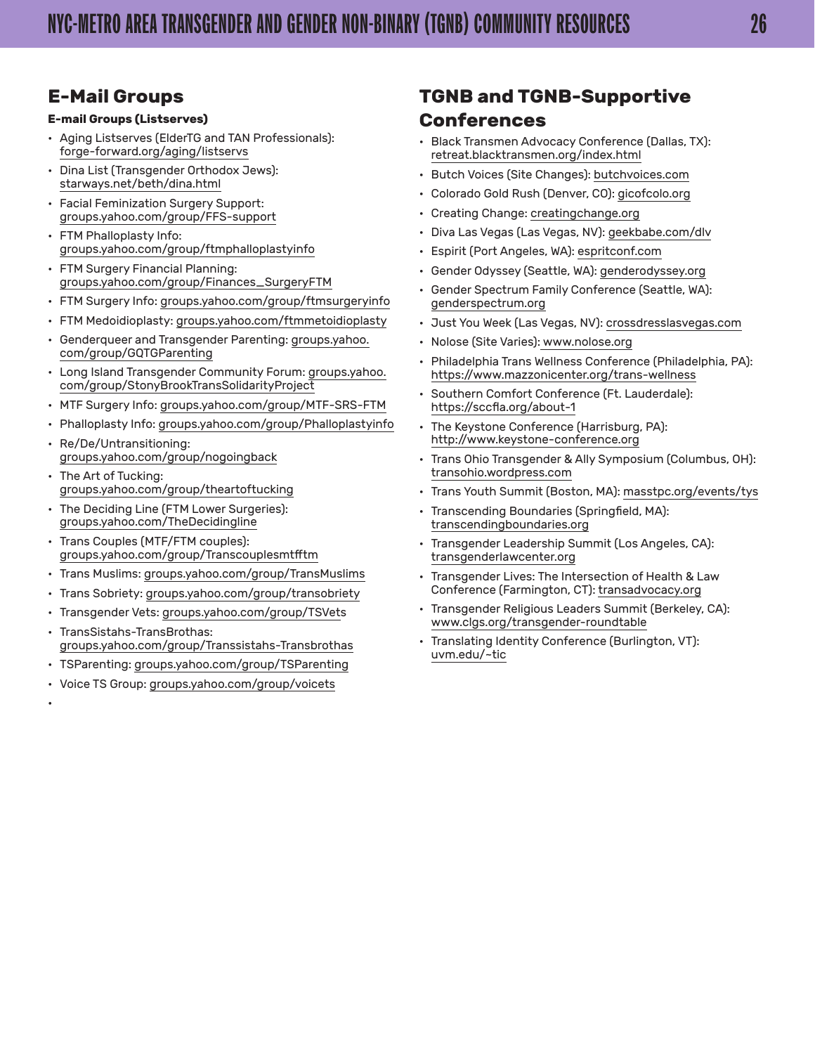## E-Mail Groups

**E-mail Groups (Listserves)**

- Aging Listserves (ElderTG and TAN Professionals): forge-forward.org/aging/listservs
- Dina List (Transgender Orthodox Jews): starways.net/beth/dina.html
- Facial Feminization Surgery Support: groups.yahoo.com/group/FFS-support
- FTM Phalloplasty Info: groups.yahoo.com/group/ftmphalloplastyinfo
- FTM Surgery Financial Planning: groups.yahoo.com/group/Finances_SurgeryFTM
- FTM Surgery Info: groups.yahoo.com/group/ftmsurgeryinfo
- FTM Medoidioplasty: groups.yahoo.com/group/ftmmetoidioplasty
- Genderqueer and Transgender Parenting: groups.yahoo.com/group/GQTGParenting
- Long Island Transgender Community Forum: groups.yahoo.com/group/StonyBrookTransSolidarityProject
- MTF Surgery Info: groups.yahoo.com/group/MTF-SRS-FTM
- Phalloplasty Info: groups.yahoo.com/group/Phalloplastyinfo
- Re/De/Untransitioning: groups.yahoo.com/group/nogoingback
- The Art of Tucking: groups.yahoo.com/group/theartoftucking
- The Deciding Line (FTM Lower Surgeries): groups.yahoo.com/TheDecidingline
- Trans Couples (MTF/FTM couples): groups.yahoo.com/group/Transcouplesmtfftm
- Trans Muslims: groups.yahoo.com/group/TransMuslims
- Trans Sobriety: groups.yahoo.com/group/transobriety
- Transgender Vets: groups.yahoo.com/group/TSVets
- TransSistahs-TransBrothas: groups.yahoo.com/group/Transsistahs-Transbrothas
- TSParenting: groups.yahoo.com/group/TSParenting
- Voice TS Group: groups.yahoo.com/group/voicets

## TGNB and TGNB-Supportive Conferences

- Black Transmen Advocacy Conference (Dallas, TX): retreat.blacktransmen.org/index.html
- Butch Voices (Site Changes): butchvoices.com
- Colorado Gold Rush (Denver, CO): gicofcolo.org
- Creating Change: creatingchange.org
- Diva Las Vegas (Las Vegas, NV): geekbabe.com/dlv
- Espirit (Port Angeles, WA): espritconf.com
- Gender Odyssey (Seattle, WA): genderodyssey.org
- Gender Spectrum Family Conference (Seattle, WA): genderspectrum.org
- Just You Week (Las Vegas, NV): crossdresslasvegas.com
- Nolose (Site Varies): www.nolose.org
- Philadelphia Trans Wellness Conference (Philadelphia, PA): https://www.mazzonicenter.org/trans-wellness
- Southern Comfort Conference (Ft. Lauderdale): https://sccfla.org/about-1
- The Keystone Conference (Harrisburg, PA): http://www.keystone-conference.org
- Trans Ohio Transgender & Ally Symposium (Columbus, OH): transohio.wordpress.com
- Trans Youth Summit (Boston, MA): masstpc.org/events/tys
- Transcending Boundaries (Springfield, MA): transcendingboundaries.org
- Transgender Leadership Summit (Los Angeles, CA): transgenderlawcenter.org
- Transgender Lives: The Intersection of Health & Law Conference (Farmington, CT): transadvocacy.org
- Transgender Religious Leaders Summit (Berkeley, CA): www.clgs.org/transgender-roundtable
- Translating Identity Conference (Burlington, VT): uvm.edu/~tic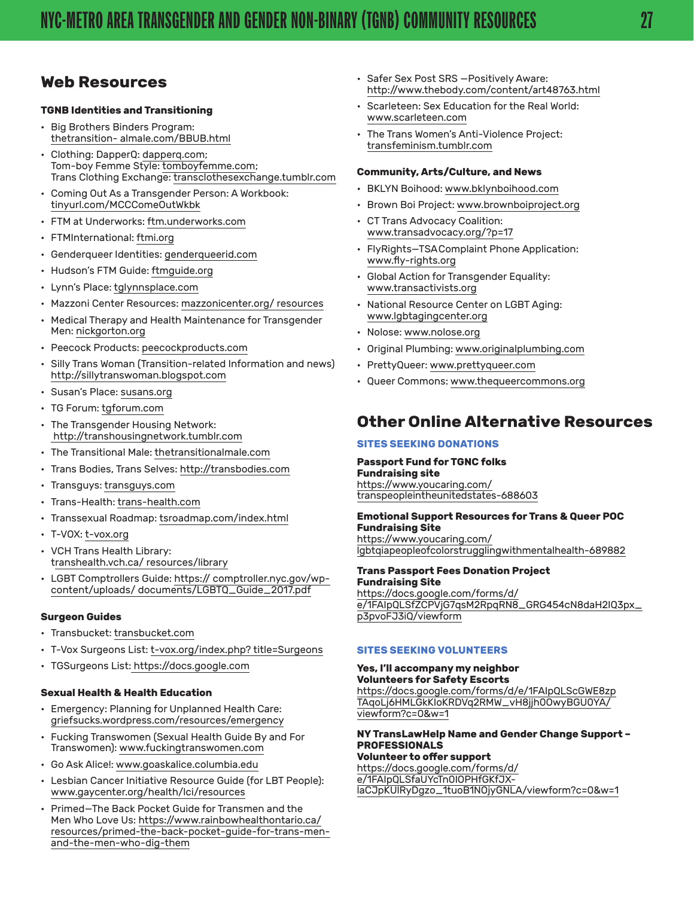## Web Resources

### TGNB Identities and Transitioning

- Big Brothers Binders Program: thetransition- almale.com/BBUB.html
- Clothing: DapperQ: dapperq.com; Tom-boy Femme Style: tomboyfemme.com; Trans Clothing Exchange: transclothesexchange.tumblr.com
- Coming Out As a Transgender Person: A Workbook: tinyurl.com/MCCComeOutWkbk
- FTM at Underworks: ftm.underworks.com
- FTMInternational: ftmi.org
- Genderqueer Identities: genderqueerid.com
- Hudson's FTM Guide: ftmguide.org
- Lynn's Place: tglynnsplace.com
- Mazzoni Center Resources: mazzonicenter.org/ resources
- Medical Therapy and Health Maintenance for Transgender Men: nickgorton.org
- Peecock Products: peecockproducts.com
- Silly Trans Woman (Transition-related Information and news) http://sillytranswoman.blogspot.com
- Susan's Place: susans.org
- TG Forum: tgforum.com
- The Transgender Housing Network: http://transhousingnetwork.tumblr.com
- The Transitional Male: thetransitionalmale.com
- Trans Bodies, Trans Selves: http://transbodies.com
- Transguys: transguys.com
- Trans-Health: trans-health.com
- Transsexual Roadmap: tsroadmap.com/index.html
- T-VOX: t-vox.org
- VCH Trans Health Library: transhealth.vch.ca/ resources/library
- LGBT Comptrollers Guide: https:// comptroller.nyc.gov/wp-content/uploads/ documents/LGBTQ_Guide_2017.pdf

### Surgeon Guides

- Transbucket: transbucket.com
- T-Vox Surgeons List: t-vox.org/index.php? title=Surgeons
- TGSurgeons List: https://docs.google.com

### Sexual Health & Health Education

- Emergency: Planning for Unplanned Health Care: griefsucks.wordpress.com/resources/emergency
- Fucking Transwomen (Sexual Health Guide By and For Transwomen): www.fuckingtranswomen.com
- Go Ask Alice!: www.goaskalice.columbia.edu
- Lesbian Cancer Initiative Resource Guide (for LBT People): www.gaycenter.org/health/lci/resources
- Primed—The Back Pocket Guide for Transmen and the Men Who Love Us: https://www.rainbowhealthontario.ca/resources/primed-the-back-pocket-guide-for-trans-men-and-the-men-who-dig-them
- Safer Sex Post SRS —Positively Aware: http://www.thebody.com/content/art48763.html
- Scarleteen: Sex Education for the Real World: www.scarleteen.com
- The Trans Women's Anti-Violence Project: transfeminism.tumblr.com

### Community, Arts/Culture, and News

- BKLYN Boihood: www.bklynboihood.com
- Brown Boi Project: www.brownboiproject.org
- CT Trans Advocacy Coalition: www.transadvocacy.org/?p=17
- FlyRights—TSAComplaint Phone Application: www.fly-rights.org
- Global Action for Transgender Equality: www.transactivists.org
- National Resource Center on LGBT Aging: www.lgbtagingcenter.org
- Nolose: www.nolose.org
- Original Plumbing: www.originalplumbing.com
- PrettyQueer: www.prettyqueer.com
- Queer Commons: www.thequeercommons.org

## Other Online Alternative Resources

### SITES SEEKING DONATIONS

**Passport Fund for TGNC folks**
**Fundraising site**
https://www.youcaring.com/transpeopleintheunitedstates-688603

**Emotional Support Resources for Trans & Queer POC**
**Fundraising Site**
https://www.youcaring.com/lgbtqiapeopleofcolorstrugglingwithmentalhealth-689882

**Trans Passport Fees Donation Project**
**Fundraising Site**
https://docs.google.com/forms/d/e/1FAIpQLSfZCPVjG7qsM2RpqRN8_GRG454cN8daH2IQ3px_p3pvoFJ3iQ/viewform

### SITES SEEKING VOLUNTEERS

**Yes, I'll accompany my neighbor**
**Volunteers for Safety Escorts**
https://docs.google.com/forms/d/e/1FAIpQLScGWE8zpTAqoLj6HMLGkKloKRDVq2RMW_vH8jjh0OwyBGU0YA/viewform?c=0&w=1

**NY TransLawHelp Name and Gender Change Support – PROFESSIONALS**
**Volunteer to offer support**
https://docs.google.com/forms/d/e/1FAIpQLSfaUYcTn0IOPHfGKfJX-laCJpKUlRyDgzo_1tuoB1N0jyGNLA/viewform?c=0&w=1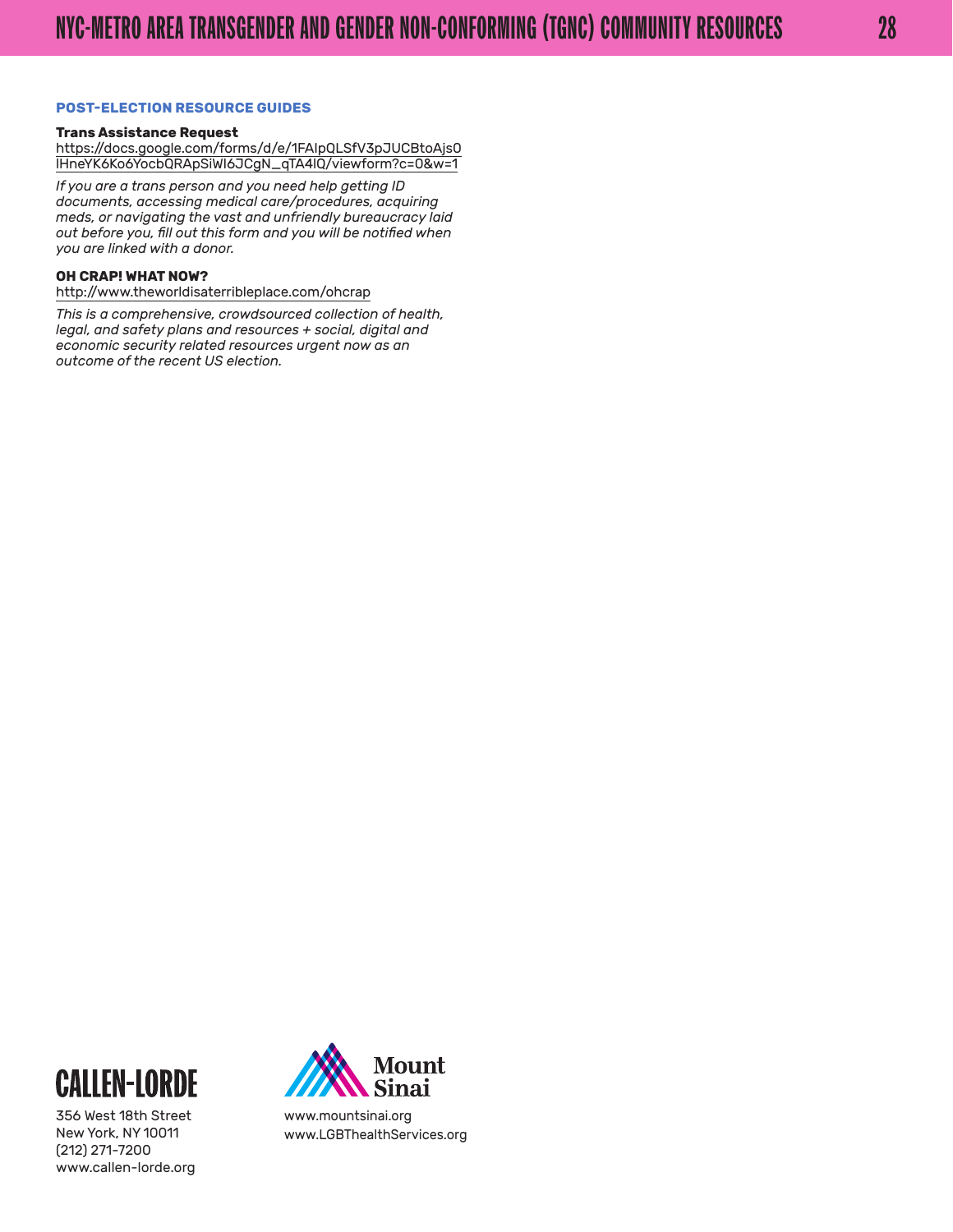## POST-ELECTION RESOURCE GUIDES

**Trans Assistance Request**
https://docs.google.com/forms/d/e/1FAIpQLSfV3pJUCBtoAjs0lHneYK6Ko6YocbQRApSiWI6JCgN_qTA4lQ/viewform?c=0&w=1

*If you are a trans person and you need help getting ID documents, accessing medical care/procedures, acquiring meds, or navigating the vast and unfriendly bureaucracy laid out before you, fill out this form and you will be notified when you are linked with a donor.*

**OH CRAP! WHAT NOW?**
http://www.theworldisaterribleplace.com/ohcrap

*This is a comprehensive, crowdsourced collection of health, legal, and safety plans and resources + social, digital and economic security related resources urgent now as an outcome of the recent US election.*

**CALLEN-LORDE**
356 West 18th Street
New York, NY 10011
(212) 271-7200
www.callen-lorde.org

**Mount Sinai**
www.mountsinai.org
www.LGBThealthServices.org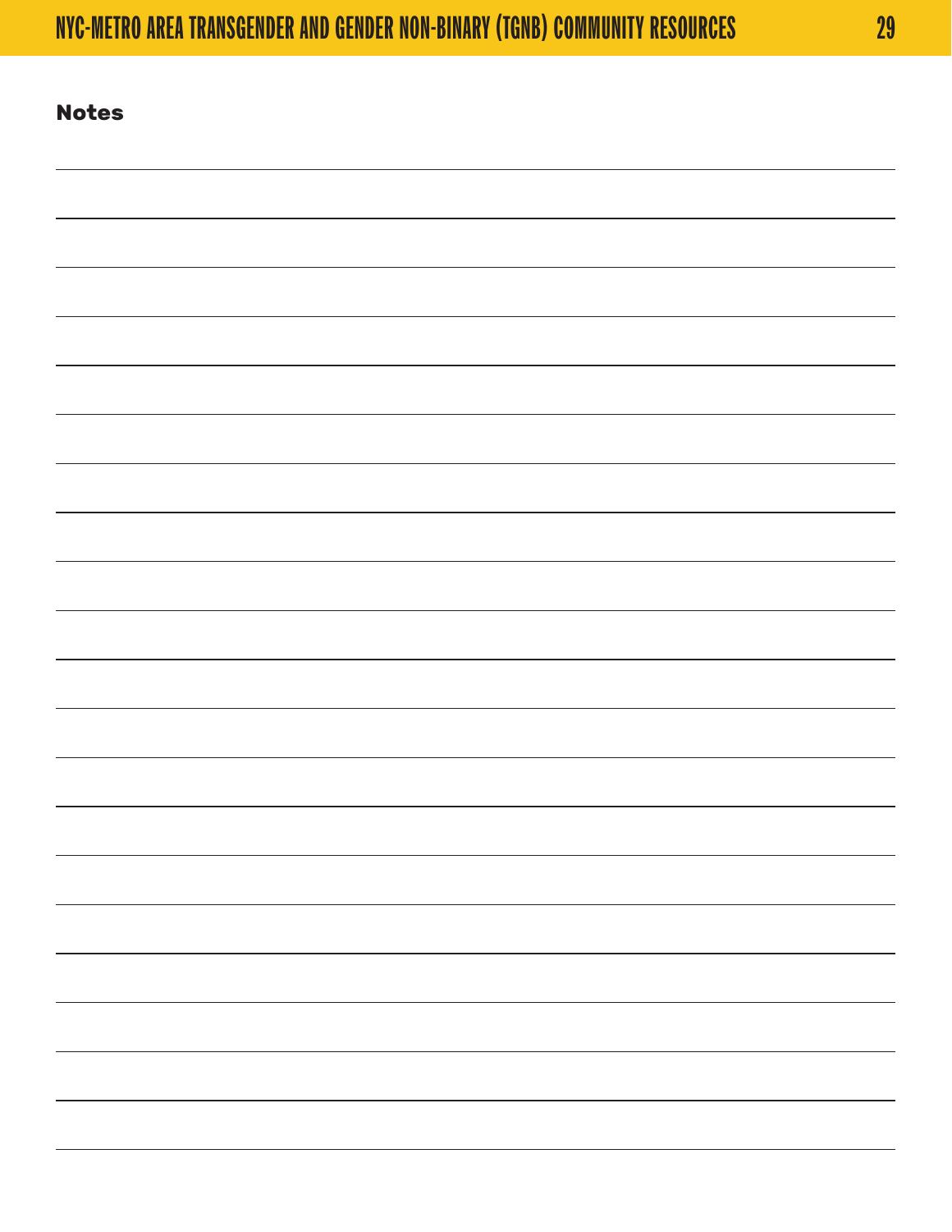## Notes